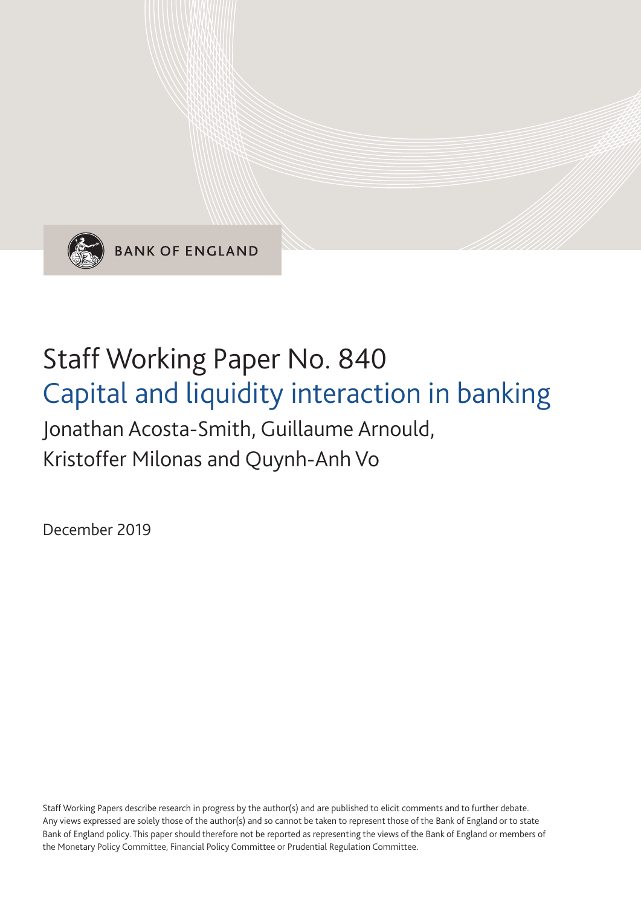BANK OF ENGLAND

# Staff Working Paper No. 840

## Capital and liquidity interaction in banking

Jonathan Acosta-Smith, Guillaume Arnould, Kristoffer Milonas and Quynh-Anh Vo

December 2019

Staff Working Papers describe research in progress by the author(s) and are published to elicit comments and to further debate. Any views expressed are solely those of the author(s) and so cannot be taken to represent those of the Bank of England or to state Bank of England policy. This paper should therefore not be reported as representing the views of the Bank of England or members of the Monetary Policy Committee, Financial Policy Committee or Prudential Regulation Committee.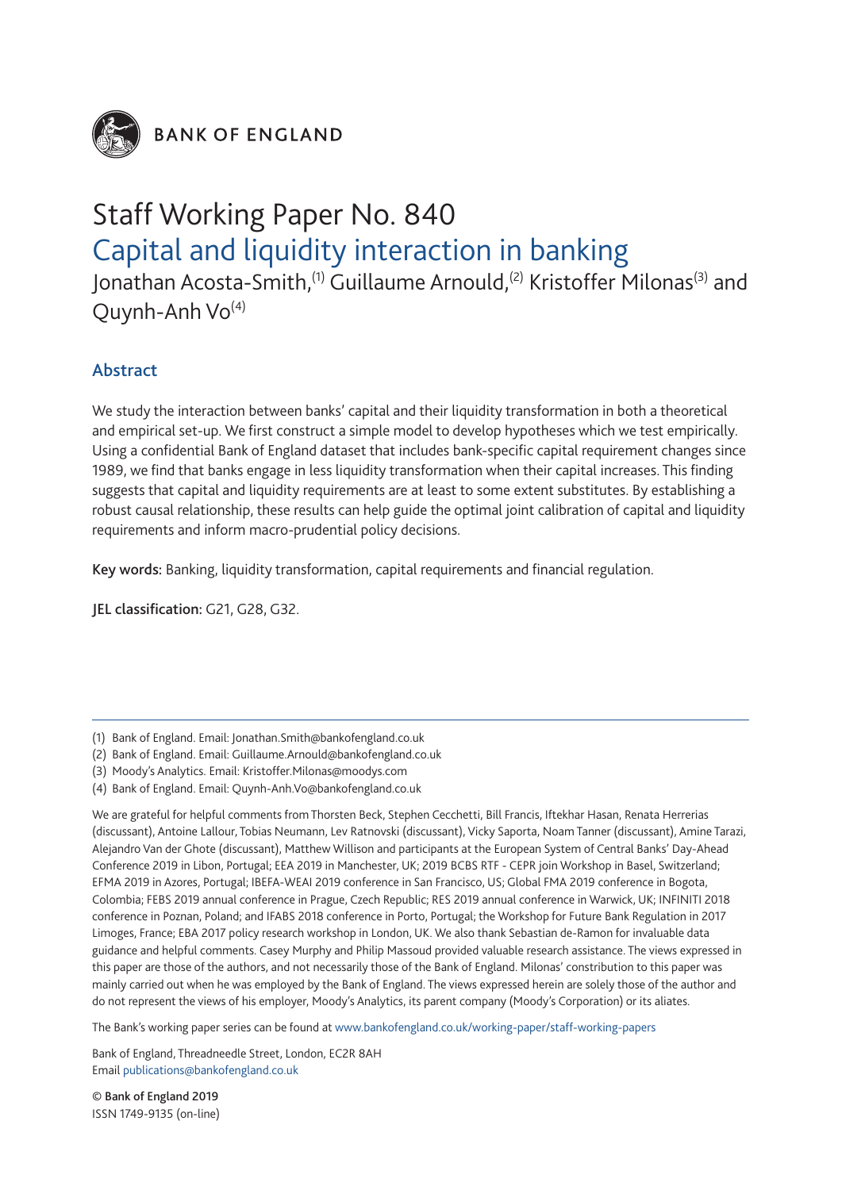BANK OF ENGLAND

# Staff Working Paper No. 840

## Capital and liquidity interaction in banking

Jonathan Acosta-Smith,[1] Guillaume Arnould,[2] Kristoffer Milonas[3] and Quynh-Anh Vo[4]

### Abstract

We study the interaction between banks' capital and their liquidity transformation in both a theoretical and empirical set-up. We first construct a simple model to develop hypotheses which we test empirically. Using a confidential Bank of England dataset that includes bank-specific capital requirement changes since 1989, we find that banks engage in less liquidity transformation when their capital increases. This finding suggests that capital and liquidity requirements are at least to some extent substitutes. By establishing a robust causal relationship, these results can help guide the optimal joint calibration of capital and liquidity requirements and inform macro-prudential policy decisions.

**Key words:** Banking, liquidity transformation, capital requirements and financial regulation.

**JEL classification:** G21, G28, G32.

---

(1) Bank of England. Email: Jonathan.Smith@bankofengland.co.uk
(2) Bank of England. Email: Guillaume.Arnould@bankofengland.co.uk
(3) Moody's Analytics. Email: Kristoffer.Milonas@moodys.com
(4) Bank of England. Email: Quynh-Anh.Vo@bankofengland.co.uk

We are grateful for helpful comments from Thorsten Beck, Stephen Cecchetti, Bill Francis, Iftekhar Hasan, Renata Herrerias (discussant), Antoine Lallour, Tobias Neumann, Lev Ratnovski (discussant), Vicky Saporta, Noam Tanner (discussant), Amine Tarazi, Alejandro Van der Ghote (discussant), Matthew Willison and participants at the European System of Central Banks' Day-Ahead Conference 2019 in Libon, Portugal; EEA 2019 in Manchester, UK; 2019 BCBS RTF - CEPR join Workshop in Basel, Switzerland; EFMA 2019 in Azores, Portugal; IBEFA-WEAI 2019 conference in San Francisco, US; Global FMA 2019 conference in Bogota, Colombia; FEBS 2019 annual conference in Prague, Czech Republic; RES 2019 annual conference in Warwick, UK; INFINITI 2018 conference in Poznan, Poland; and IFABS 2018 conference in Porto, Portugal; the Workshop for Future Bank Regulation in 2017 Limoges, France; EBA 2017 policy research workshop in London, UK. We also thank Sebastian de-Ramon for invaluable data guidance and helpful comments. Casey Murphy and Philip Massoud provided valuable research assistance. The views expressed in this paper are those of the authors, and not necessarily those of the Bank of England. Milonas' constribution to this paper was mainly carried out when he was employed by the Bank of England. The views expressed herein are solely those of the author and do not represent the views of his employer, Moody's Analytics, its parent company (Moody's Corporation) or its aliates.

The Bank's working paper series can be found at www.bankofengland.co.uk/working-paper/staff-working-papers

Bank of England, Threadneedle Street, London, EC2R 8AH
Email publications@bankofengland.co.uk

© Bank of England 2019
ISSN 1749-9135 (on-line)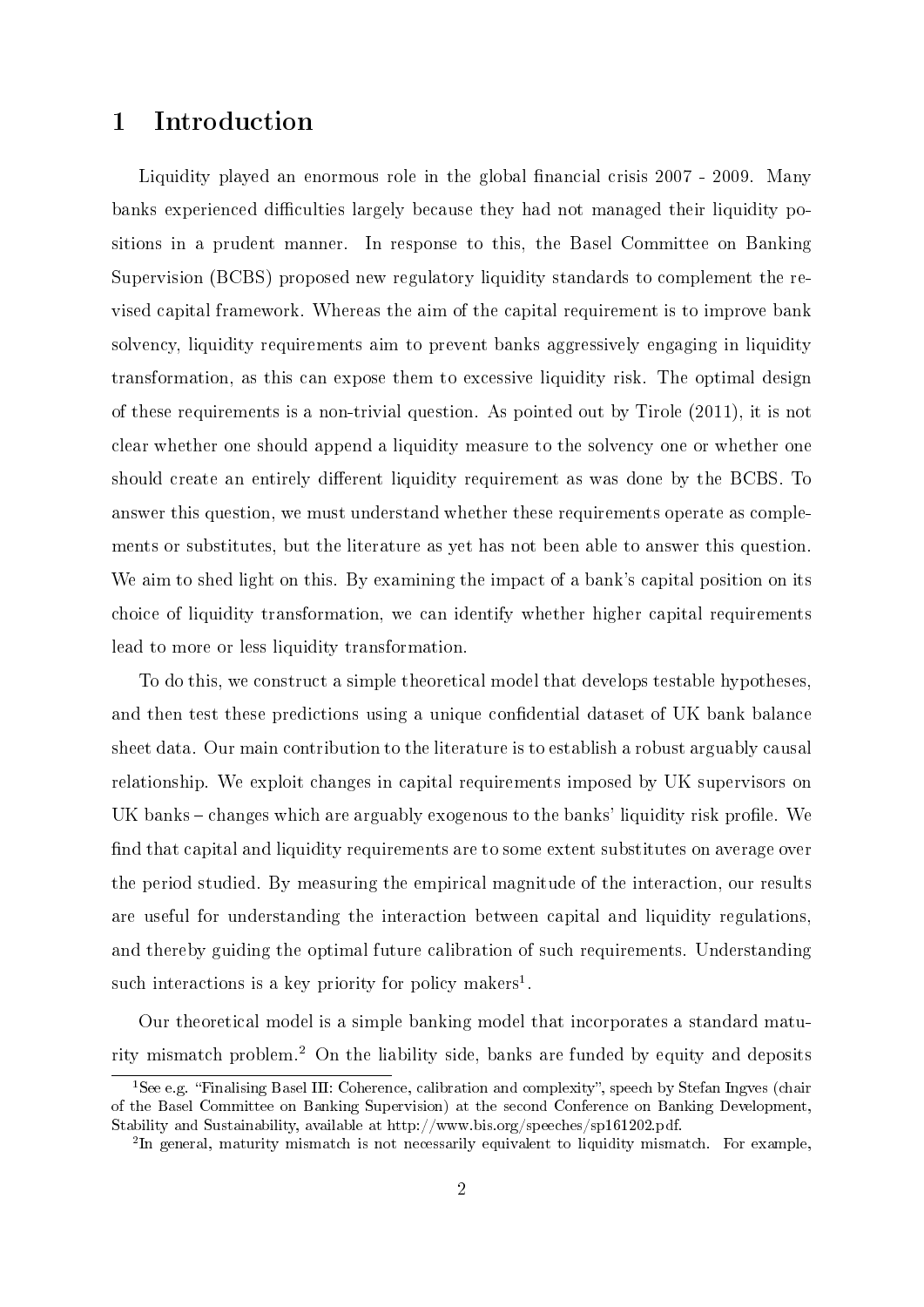# 1 Introduction

Liquidity played an enormous role in the global financial crisis 2007 - 2009. Many banks experienced difficulties largely because they had not managed their liquidity positions in a prudent manner. In response to this, the Basel Committee on Banking Supervision (BCBS) proposed new regulatory liquidity standards to complement the revised capital framework. Whereas the aim of the capital requirement is to improve bank solvency, liquidity requirements aim to prevent banks aggressively engaging in liquidity transformation, as this can expose them to excessive liquidity risk. The optimal design of these requirements is a non-trivial question. As pointed out by Tirole (2011), it is not clear whether one should append a liquidity measure to the solvency one or whether one should create an entirely different liquidity requirement as was done by the BCBS. To answer this question, we must understand whether these requirements operate as complements or substitutes, but the literature as yet has not been able to answer this question. We aim to shed light on this. By examining the impact of a bank's capital position on its choice of liquidity transformation, we can identify whether higher capital requirements lead to more or less liquidity transformation.

To do this, we construct a simple theoretical model that develops testable hypotheses, and then test these predictions using a unique confidential dataset of UK bank balance sheet data. Our main contribution to the literature is to establish a robust arguably causal relationship. We exploit changes in capital requirements imposed by UK supervisors on UK banks – changes which are arguably exogenous to the banks' liquidity risk profile. We find that capital and liquidity requirements are to some extent substitutes on average over the period studied. By measuring the empirical magnitude of the interaction, our results are useful for understanding the interaction between capital and liquidity regulations, and thereby guiding the optimal future calibration of such requirements. Understanding such interactions is a key priority for policy makers[1].

Our theoretical model is a simple banking model that incorporates a standard maturity mismatch problem.[2] On the liability side, banks are funded by equity and deposits

[1] See e.g. "Finalising Basel III: Coherence, calibration and complexity", speech by Stefan Ingves (chair of the Basel Committee on Banking Supervision) at the second Conference on Banking Development, Stability and Sustainability, available at http://www.bis.org/speeches/sp161202.pdf.

[2] In general, maturity mismatch is not necessarily equivalent to liquidity mismatch. For example,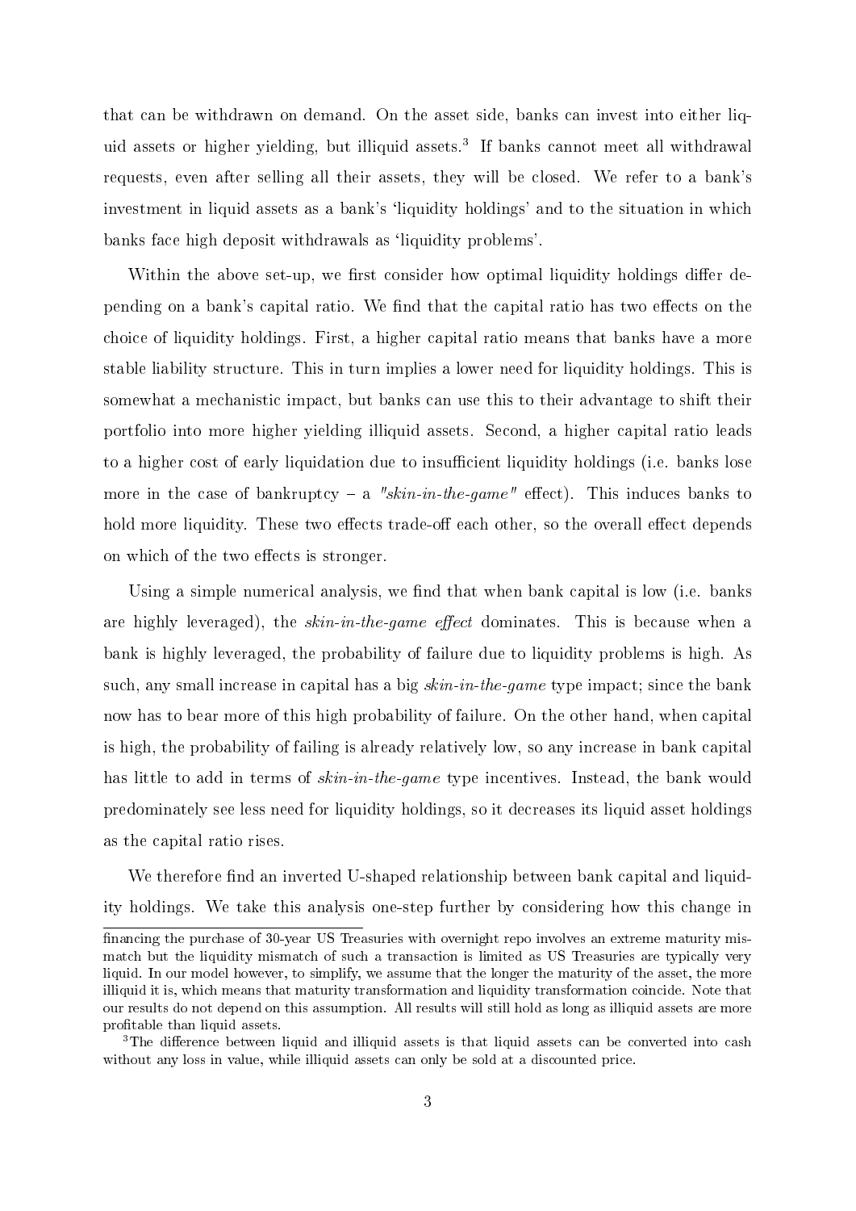that can be withdrawn on demand. On the asset side, banks can invest into either liquid assets or higher yielding, but illiquid assets.[3] If banks cannot meet all withdrawal requests, even after selling all their assets, they will be closed. We refer to a bank's investment in liquid assets as a bank's 'liquidity holdings' and to the situation in which banks face high deposit withdrawals as 'liquidity problems'.

Within the above set-up, we first consider how optimal liquidity holdings differ depending on a bank's capital ratio. We find that the capital ratio has two effects on the choice of liquidity holdings. First, a higher capital ratio means that banks have a more stable liability structure. This in turn implies a lower need for liquidity holdings. This is somewhat a mechanistic impact, but banks can use this to their advantage to shift their portfolio into more higher yielding illiquid assets. Second, a higher capital ratio leads to a higher cost of early liquidation due to insufficient liquidity holdings (i.e. banks lose more in the case of bankruptcy – a *"skin-in-the-game"* effect). This induces banks to hold more liquidity. These two effects trade-off each other, so the overall effect depends on which of the two effects is stronger.

Using a simple numerical analysis, we find that when bank capital is low (i.e. banks are highly leveraged), the *skin-in-the-game effect* dominates. This is because when a bank is highly leveraged, the probability of failure due to liquidity problems is high. As such, any small increase in capital has a big *skin-in-the-game* type impact; since the bank now has to bear more of this high probability of failure. On the other hand, when capital is high, the probability of failing is already relatively low, so any increase in bank capital has little to add in terms of *skin-in-the-game* type incentives. Instead, the bank would predominately see less need for liquidity holdings, so it decreases its liquid asset holdings as the capital ratio rises.

We therefore find an inverted U-shaped relationship between bank capital and liquidity holdings. We take this analysis one-step further by considering how this change in

---

financing the purchase of 30-year US Treasuries with overnight repo involves an extreme maturity mismatch but the liquidity mismatch of such a transaction is limited as US Treasuries are typically very liquid. In our model however, to simplify, we assume that the longer the maturity of the asset, the more illiquid it is, which means that maturity transformation and liquidity transformation coincide. Note that our results do not depend on this assumption. All results will still hold as long as illiquid assets are more profitable than liquid assets.

[3] The difference between liquid and illiquid assets is that liquid assets can be converted into cash without any loss in value, while illiquid assets can only be sold at a discounted price.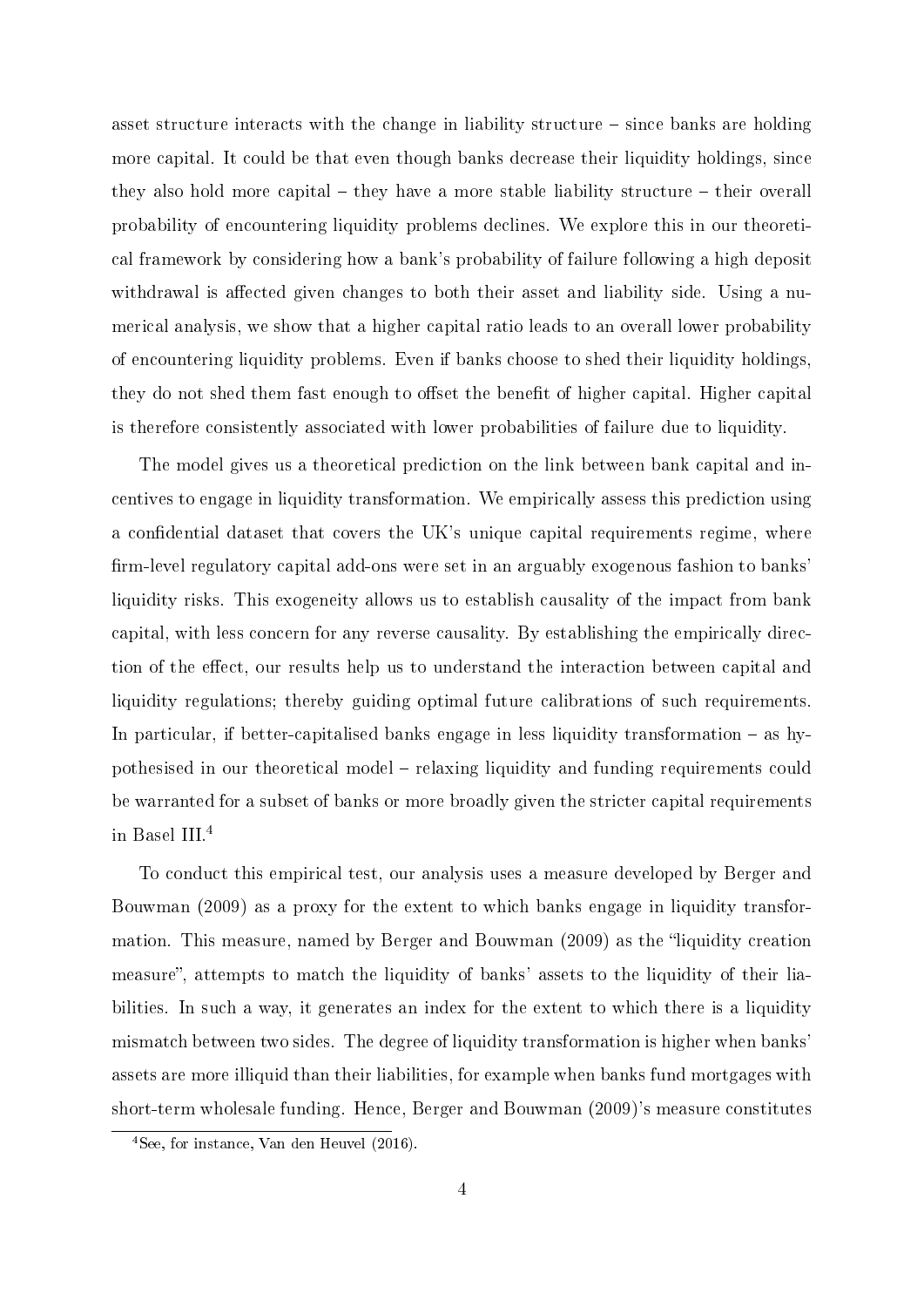asset structure interacts with the change in liability structure – since banks are holding more capital. It could be that even though banks decrease their liquidity holdings, since they also hold more capital – they have a more stable liability structure – their overall probability of encountering liquidity problems declines. We explore this in our theoretical framework by considering how a bank's probability of failure following a high deposit withdrawal is affected given changes to both their asset and liability side. Using a numerical analysis, we show that a higher capital ratio leads to an overall lower probability of encountering liquidity problems. Even if banks choose to shed their liquidity holdings, they do not shed them fast enough to offset the benefit of higher capital. Higher capital is therefore consistently associated with lower probabilities of failure due to liquidity.

The model gives us a theoretical prediction on the link between bank capital and incentives to engage in liquidity transformation. We empirically assess this prediction using a confidential dataset that covers the UK's unique capital requirements regime, where firm-level regulatory capital add-ons were set in an arguably exogenous fashion to banks' liquidity risks. This exogeneity allows us to establish causality of the impact from bank capital, with less concern for any reverse causality. By establishing the empirically direction of the effect, our results help us to understand the interaction between capital and liquidity regulations; thereby guiding optimal future calibrations of such requirements. In particular, if better-capitalised banks engage in less liquidity transformation – as hypothesised in our theoretical model – relaxing liquidity and funding requirements could be warranted for a subset of banks or more broadly given the stricter capital requirements in Basel III.[4]

To conduct this empirical test, our analysis uses a measure developed by Berger and Bouwman (2009) as a proxy for the extent to which banks engage in liquidity transformation. This measure, named by Berger and Bouwman (2009) as the "liquidity creation measure", attempts to match the liquidity of banks' assets to the liquidity of their liabilities. In such a way, it generates an index for the extent to which there is a liquidity mismatch between two sides. The degree of liquidity transformation is higher when banks' assets are more illiquid than their liabilities, for example when banks fund mortgages with short-term wholesale funding. Hence, Berger and Bouwman (2009)'s measure constitutes

[4] See, for instance, Van den Heuvel (2016).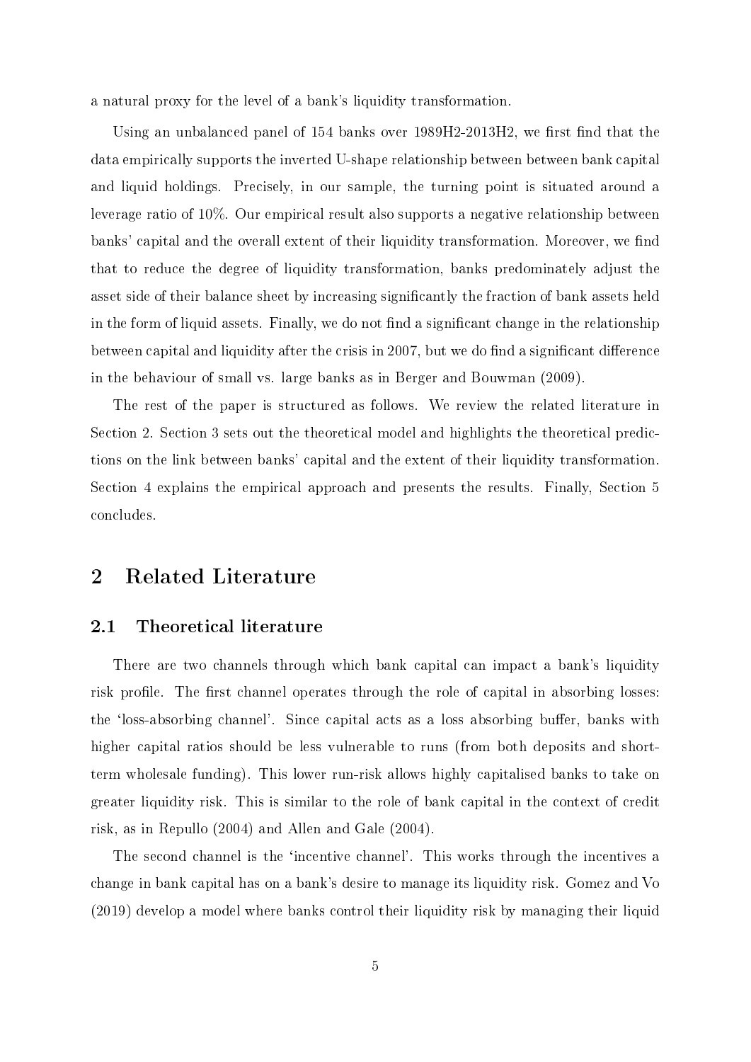a natural proxy for the level of a bank's liquidity transformation.

Using an unbalanced panel of 154 banks over 1989H2-2013H2, we first find that the data empirically supports the inverted U-shape relationship between between bank capital and liquid holdings. Precisely, in our sample, the turning point is situated around a leverage ratio of 10%. Our empirical result also supports a negative relationship between banks' capital and the overall extent of their liquidity transformation. Moreover, we find that to reduce the degree of liquidity transformation, banks predominately adjust the asset side of their balance sheet by increasing significantly the fraction of bank assets held in the form of liquid assets. Finally, we do not find a significant change in the relationship between capital and liquidity after the crisis in 2007, but we do find a significant difference in the behaviour of small vs. large banks as in Berger and Bouwman (2009).

The rest of the paper is structured as follows. We review the related literature in Section 2. Section 3 sets out the theoretical model and highlights the theoretical predictions on the link between banks' capital and the extent of their liquidity transformation. Section 4 explains the empirical approach and presents the results. Finally, Section 5 concludes.

# 2 Related Literature

## 2.1 Theoretical literature

There are two channels through which bank capital can impact a bank's liquidity risk profile. The first channel operates through the role of capital in absorbing losses: the 'loss-absorbing channel'. Since capital acts as a loss absorbing buffer, banks with higher capital ratios should be less vulnerable to runs (from both deposits and short-term wholesale funding). This lower run-risk allows highly capitalised banks to take on greater liquidity risk. This is similar to the role of bank capital in the context of credit risk, as in Repullo (2004) and Allen and Gale (2004).

The second channel is the 'incentive channel'. This works through the incentives a change in bank capital has on a bank's desire to manage its liquidity risk. Gomez and Vo (2019) develop a model where banks control their liquidity risk by managing their liquid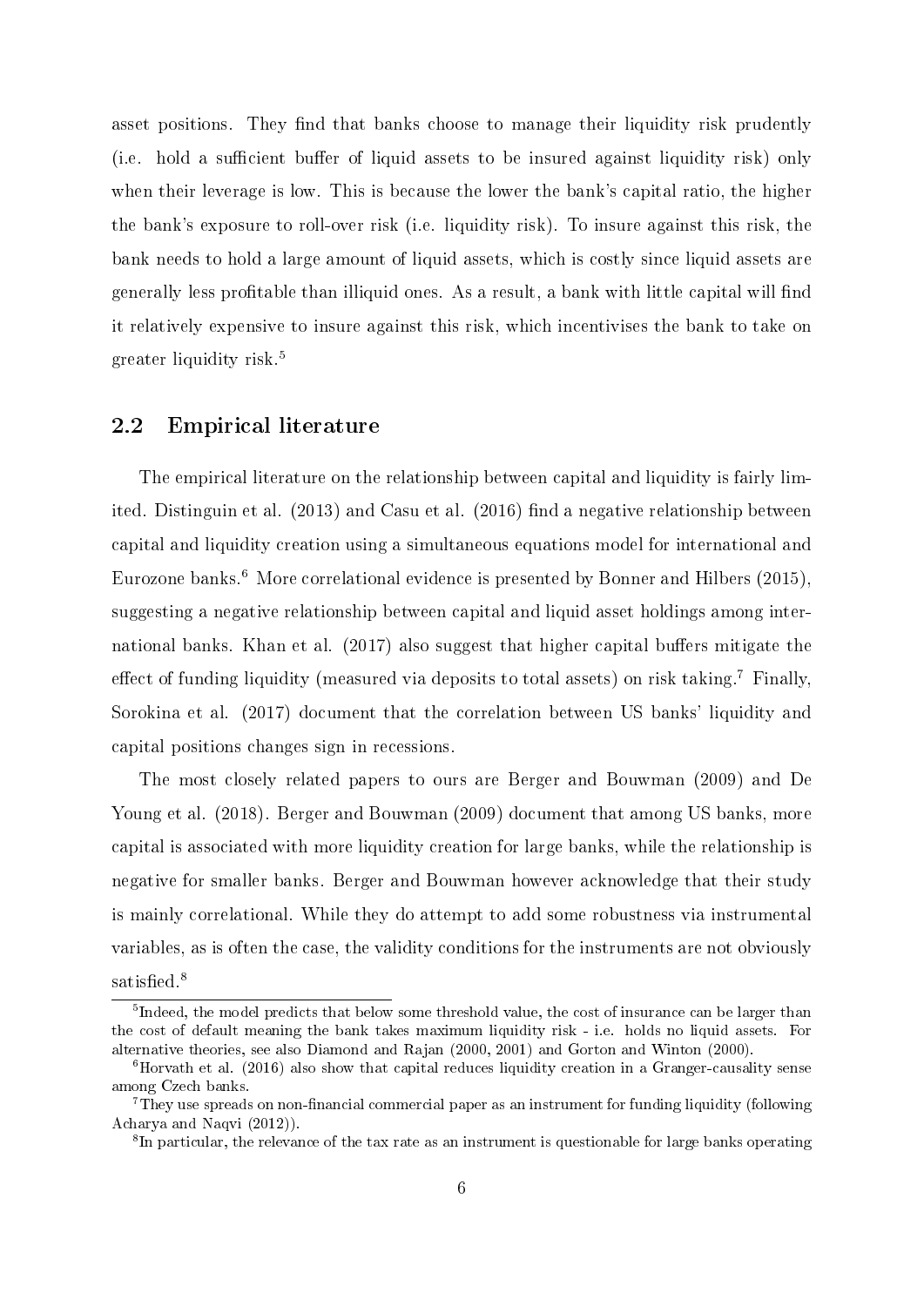asset positions. They find that banks choose to manage their liquidity risk prudently (i.e. hold a sufficient buffer of liquid assets to be insured against liquidity risk) only when their leverage is low. This is because the lower the bank's capital ratio, the higher the bank's exposure to roll-over risk (i.e. liquidity risk). To insure against this risk, the bank needs to hold a large amount of liquid assets, which is costly since liquid assets are generally less profitable than illiquid ones. As a result, a bank with little capital will find it relatively expensive to insure against this risk, which incentivises the bank to take on greater liquidity risk.[5]

## 2.2 Empirical literature

The empirical literature on the relationship between capital and liquidity is fairly limited. Distinguin et al. (2013) and Casu et al. (2016) find a negative relationship between capital and liquidity creation using a simultaneous equations model for international and Eurozone banks.[6] More correlational evidence is presented by Bonner and Hilbers (2015), suggesting a negative relationship between capital and liquid asset holdings among international banks. Khan et al. (2017) also suggest that higher capital buffers mitigate the effect of funding liquidity (measured via deposits to total assets) on risk taking.[7] Finally, Sorokina et al. (2017) document that the correlation between US banks' liquidity and capital positions changes sign in recessions.

The most closely related papers to ours are Berger and Bouwman (2009) and De Young et al. (2018). Berger and Bouwman (2009) document that among US banks, more capital is associated with more liquidity creation for large banks, while the relationship is negative for smaller banks. Berger and Bouwman however acknowledge that their study is mainly correlational. While they do attempt to add some robustness via instrumental variables, as is often the case, the validity conditions for the instruments are not obviously satisfied.[8]

[5] Indeed, the model predicts that below some threshold value, the cost of insurance can be larger than the cost of default meaning the bank takes maximum liquidity risk - i.e. holds no liquid assets. For alternative theories, see also Diamond and Rajan (2000, 2001) and Gorton and Winton (2000).

[6] Horvath et al. (2016) also show that capital reduces liquidity creation in a Granger-causality sense among Czech banks.

[7] They use spreads on non-financial commercial paper as an instrument for funding liquidity (following Acharya and Naqvi (2012)).

[8] In particular, the relevance of the tax rate as an instrument is questionable for large banks operating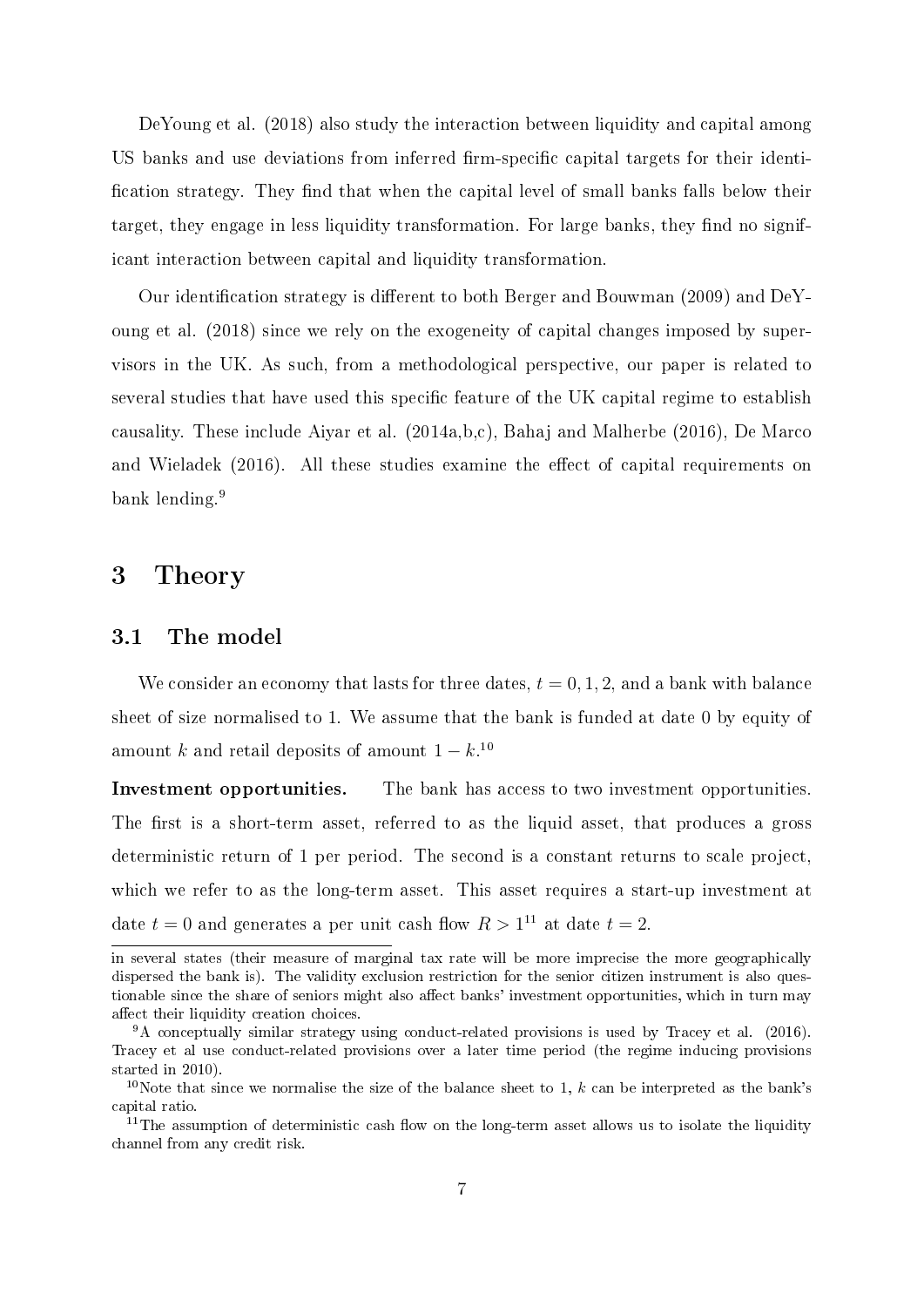DeYoung et al. (2018) also study the interaction between liquidity and capital among US banks and use deviations from inferred firm-specific capital targets for their identification strategy. They find that when the capital level of small banks falls below their target, they engage in less liquidity transformation. For large banks, they find no significant interaction between capital and liquidity transformation.

Our identification strategy is different to both Berger and Bouwman (2009) and DeYoung et al. (2018) since we rely on the exogeneity of capital changes imposed by supervisors in the UK. As such, from a methodological perspective, our paper is related to several studies that have used this specific feature of the UK capital regime to establish causality. These include Aiyar et al. (2014a,b,c), Bahaj and Malherbe (2016), De Marco and Wieladek (2016). All these studies examine the effect of capital requirements on bank lending.[9]

# 3 Theory

## 3.1 The model

We consider an economy that lasts for three dates, $t = 0, 1, 2$, and a bank with balance sheet of size normalised to 1. We assume that the bank is funded at date 0 by equity of amount $k$ and retail deposits of amount $1 - k$.[10]

**Investment opportunities.** The bank has access to two investment opportunities. The first is a short-term asset, referred to as the liquid asset, that produces a gross deterministic return of 1 per period. The second is a constant returns to scale project, which we refer to as the long-term asset. This asset requires a start-up investment at date $t = 0$ and generates a per unit cash flow $R > 1$[11] at date $t = 2$.

---

in several states (their measure of marginal tax rate will be more imprecise the more geographically dispersed the bank is). The validity exclusion restriction for the senior citizen instrument is also questionable since the share of seniors might also affect banks' investment opportunities, which in turn may affect their liquidity creation choices.

[9] A conceptually similar strategy using conduct-related provisions is used by Tracey et al. (2016). Tracey et al use conduct-related provisions over a later time period (the regime inducing provisions started in 2010).

[10] Note that since we normalise the size of the balance sheet to 1, $k$ can be interpreted as the bank's capital ratio.

[11] The assumption of deterministic cash flow on the long-term asset allows us to isolate the liquidity channel from any credit risk.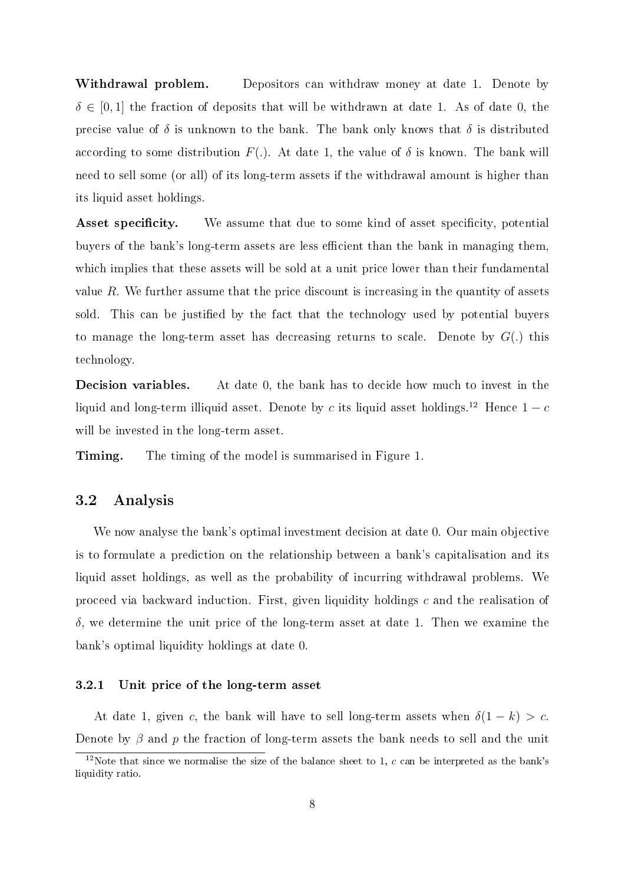**Withdrawal problem.** Depositors can withdraw money at date 1. Denote by $\delta \in [0, 1]$ the fraction of deposits that will be withdrawn at date 1. As of date 0, the precise value of $\delta$ is unknown to the bank. The bank only knows that $\delta$ is distributed according to some distribution $F(.)$. At date 1, the value of $\delta$ is known. The bank will need to sell some (or all) of its long-term assets if the withdrawal amount is higher than its liquid asset holdings.

**Asset specificity.** We assume that due to some kind of asset specificity, potential buyers of the bank's long-term assets are less efficient than the bank in managing them, which implies that these assets will be sold at a unit price lower than their fundamental value $R$. We further assume that the price discount is increasing in the quantity of assets sold. This can be justified by the fact that the technology used by potential buyers to manage the long-term asset has decreasing returns to scale. Denote by $G(.)$ this technology.

**Decision variables.** At date 0, the bank has to decide how much to invest in the liquid and long-term illiquid asset. Denote by $c$ its liquid asset holdings.[12] Hence $1 - c$ will be invested in the long-term asset.

**Timing.** The timing of the model is summarised in Figure 1.

## 3.2 Analysis

We now analyse the bank's optimal investment decision at date 0. Our main objective is to formulate a prediction on the relationship between a bank's capitalisation and its liquid asset holdings, as well as the probability of incurring withdrawal problems. We proceed via backward induction. First, given liquidity holdings $c$ and the realisation of $\delta$, we determine the unit price of the long-term asset at date 1. Then we examine the bank's optimal liquidity holdings at date 0.

### 3.2.1 Unit price of the long-term asset

At date 1, given $c$, the bank will have to sell long-term assets when $\delta(1 - k) > c$. Denote by $\beta$ and $p$ the fraction of long-term assets the bank needs to sell and the unit

[12] Note that since we normalise the size of the balance sheet to 1, $c$ can be interpreted as the bank's liquidity ratio.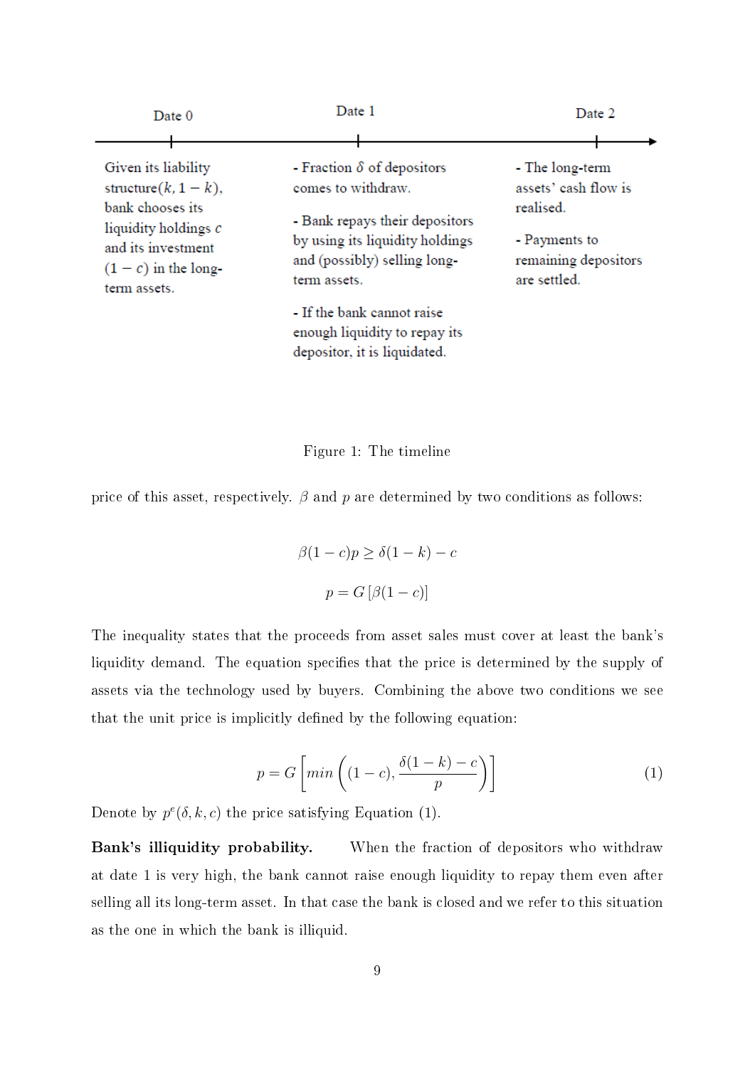Date 0

Given its liability structure $(k, 1-k)$, bank chooses its liquidity holdings $c$ and its investment $(1-c)$ in the long-term assets.

Date 1

- Fraction $\delta$ of depositors comes to withdraw.
- Bank repays their depositors by using its liquidity holdings and (possibly) selling long-term assets.
- If the bank cannot raise enough liquidity to repay its depositor, it is liquidated.

Date 2

- The long-term assets' cash flow is realised.
- Payments to remaining depositors are settled.

Figure 1: The timeline

price of this asset, respectively. $\beta$ and $p$ are determined by two conditions as follows:

$$\beta(1-c)p \geq \delta(1-k) - c$$

$$p = G\left[\beta(1-c)\right]$$

The inequality states that the proceeds from asset sales must cover at least the bank's liquidity demand. The equation specifies that the price is determined by the supply of assets via the technology used by buyers. Combining the above two conditions we see that the unit price is implicitly defined by the following equation:

$$p = G\left[min\left((1-c), \frac{\delta(1-k)-c}{p}\right)\right] \tag{1}$$

Denote by $p^e(\delta, k, c)$ the price satisfying Equation (1).

**Bank's illiquidity probability.** When the fraction of depositors who withdraw at date 1 is very high, the bank cannot raise enough liquidity to repay them even after selling all its long-term asset. In that case the bank is closed and we refer to this situation as the one in which the bank is illiquid.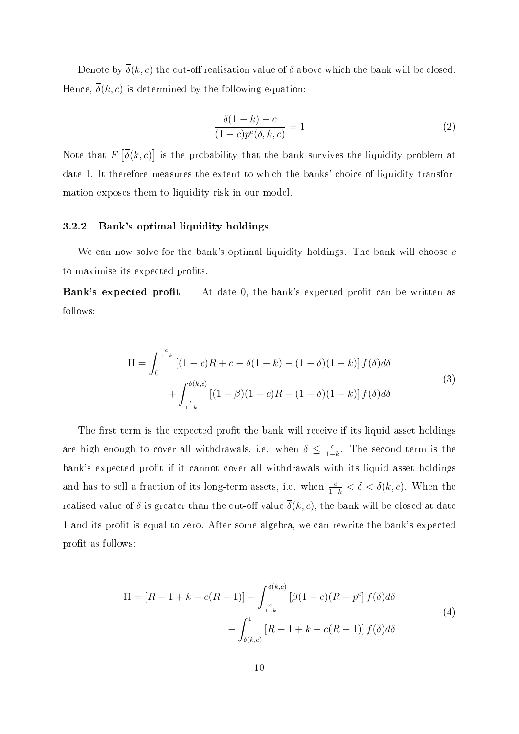Denote by $\overline{\delta}(k,c)$ the cut-off realisation value of $\delta$ above which the bank will be closed. Hence, $\overline{\delta}(k,c)$ is determined by the following equation:

$$\frac{\delta(1-k)-c}{(1-c)p^e(\delta,k,c)} = 1 \tag{2}$$

Note that $F\left[\overline{\delta}(k,c)\right]$ is the probability that the bank survives the liquidity problem at date 1. It therefore measures the extent to which the banks' choice of liquidity transformation exposes them to liquidity risk in our model.

### 3.2.2 Bank's optimal liquidity holdings

We can now solve for the bank's optimal liquidity holdings. The bank will choose $c$ to maximise its expected profits.

**Bank's expected profit** At date 0, the bank's expected profit can be written as follows:

$$\begin{aligned}\Pi = &\int_0^{\frac{c}{1-k}} \left[(1-c)R + c - \delta(1-k) - (1-\delta)(1-k)\right] f(\delta) d\delta \\ &+ \int_{\frac{c}{1-k}}^{\overline{\delta}(k,c)} \left[(1-\beta)(1-c)R - (1-\delta)(1-k)\right] f(\delta) d\delta\end{aligned} \tag{3}$$

The first term is the expected profit the bank will receive if its liquid asset holdings are high enough to cover all withdrawals, i.e. when $\delta \leq \frac{c}{1-k}$. The second term is the bank's expected profit if it cannot cover all withdrawals with its liquid asset holdings and has to sell a fraction of its long-term assets, i.e. when $\frac{c}{1-k} < \delta < \overline{\delta}(k,c)$. When the realised value of $\delta$ is greater than the cut-off value $\overline{\delta}(k,c)$, the bank will be closed at date 1 and its profit is equal to zero. After some algebra, we can rewrite the bank's expected profit as follows:

$$\begin{aligned}\Pi = \left[R - 1 + k - c(R-1)\right] &- \int_{\frac{c}{1-k}}^{\overline{\delta}(k,c)} \left[\beta(1-c)(R-p^e\right] f(\delta) d\delta \\ &- \int_{\overline{\delta}(k,c)}^{1} \left[R - 1 + k - c(R-1)\right] f(\delta) d\delta\end{aligned} \tag{4}$$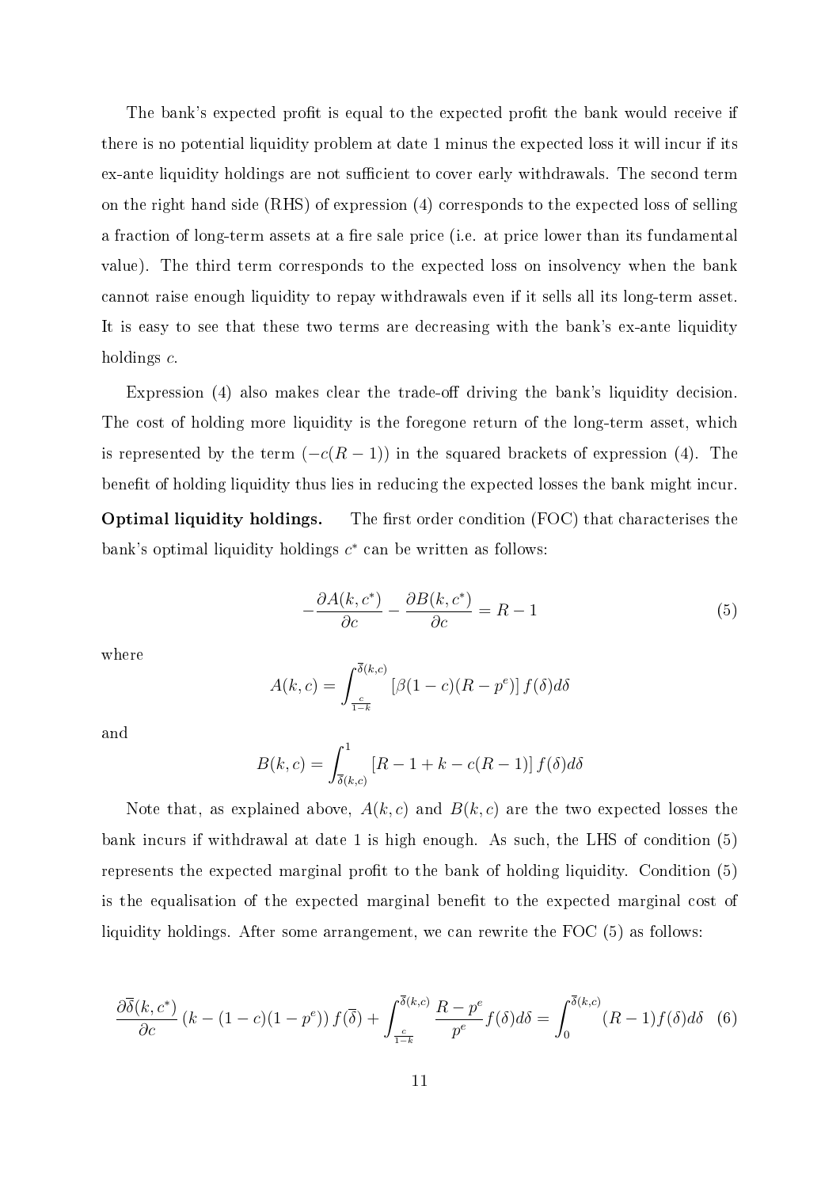The bank's expected profit is equal to the expected profit the bank would receive if there is no potential liquidity problem at date 1 minus the expected loss it will incur if its ex-ante liquidity holdings are not sufficient to cover early withdrawals. The second term on the right hand side (RHS) of expression (4) corresponds to the expected loss of selling a fraction of long-term assets at a fire sale price (i.e. at price lower than its fundamental value). The third term corresponds to the expected loss on insolvency when the bank cannot raise enough liquidity to repay withdrawals even if it sells all its long-term asset. It is easy to see that these two terms are decreasing with the bank's ex-ante liquidity holdings $c$.

Expression (4) also makes clear the trade-off driving the bank's liquidity decision. The cost of holding more liquidity is the foregone return of the long-term asset, which is represented by the term $(-c(R-1))$ in the squared brackets of expression (4). The benefit of holding liquidity thus lies in reducing the expected losses the bank might incur.

**Optimal liquidity holdings.** The first order condition (FOC) that characterises the bank's optimal liquidity holdings $c^*$ can be written as follows:

$$-\frac{\partial A(k,c^*)}{\partial c} - \frac{\partial B(k,c^*)}{\partial c} = R - 1 \tag{5}$$

where

$$A(k,c) = \int_{\frac{c}{1-k}}^{\overline{\delta}(k,c)} \left[\beta(1-c)(R-p^e)\right] f(\delta) d\delta$$

and

$$B(k,c) = \int_{\overline{\delta}(k,c)}^{1} \left[R - 1 + k - c(R-1)\right] f(\delta) d\delta$$

Note that, as explained above, $A(k,c)$ and $B(k,c)$ are the two expected losses the bank incurs if withdrawal at date 1 is high enough. As such, the LHS of condition (5) represents the expected marginal profit to the bank of holding liquidity. Condition (5) is the equalisation of the expected marginal benefit to the expected marginal cost of liquidity holdings. After some arrangement, we can rewrite the FOC (5) as follows:

$$\frac{\partial \overline{\delta}(k,c^*)}{\partial c} \left(k - (1-c)(1-p^e)\right) f(\overline{\delta}) + \int_{\frac{c}{1-k}}^{\overline{\delta}(k,c)} \frac{R-p^e}{p^e} f(\delta) d\delta = \int_{0}^{\overline{\delta}(k,c)} (R-1) f(\delta) d\delta \tag{6}$$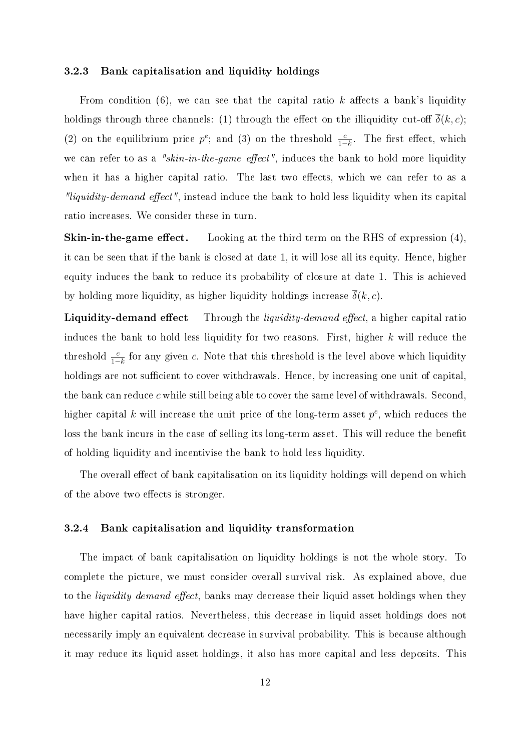### 3.2.3 Bank capitalisation and liquidity holdings

From condition (6), we can see that the capital ratio $k$ affects a bank's liquidity holdings through three channels: (1) through the effect on the illiquidity cut-off $\overline{\delta}(k, c)$; (2) on the equilibrium price $p^e$; and (3) on the threshold $\frac{c}{1-k}$. The first effect, which we can refer to as a *"skin-in-the-game effect"*, induces the bank to hold more liquidity when it has a higher capital ratio. The last two effects, which we can refer to as a *"liquidity-demand effect"*, instead induce the bank to hold less liquidity when its capital ratio increases. We consider these in turn.

**Skin-in-the-game effect.** Looking at the third term on the RHS of expression (4), it can be seen that if the bank is closed at date 1, it will lose all its equity. Hence, higher equity induces the bank to reduce its probability of closure at date 1. This is achieved by holding more liquidity, as higher liquidity holdings increase $\overline{\delta}(k, c)$.

**Liquidity-demand effect** Through the *liquidity-demand effect*, a higher capital ratio induces the bank to hold less liquidity for two reasons. First, higher $k$ will reduce the threshold $\frac{c}{1-k}$ for any given $c$. Note that this threshold is the level above which liquidity holdings are not sufficient to cover withdrawals. Hence, by increasing one unit of capital, the bank can reduce $c$ while still being able to cover the same level of withdrawals. Second, higher capital $k$ will increase the unit price of the long-term asset $p^e$, which reduces the loss the bank incurs in the case of selling its long-term asset. This will reduce the benefit of holding liquidity and incentivise the bank to hold less liquidity.

The overall effect of bank capitalisation on its liquidity holdings will depend on which of the above two effects is stronger.

### 3.2.4 Bank capitalisation and liquidity transformation

The impact of bank capitalisation on liquidity holdings is not the whole story. To complete the picture, we must consider overall survival risk. As explained above, due to the *liquidity demand effect*, banks may decrease their liquid asset holdings when they have higher capital ratios. Nevertheless, this decrease in liquid asset holdings does not necessarily imply an equivalent decrease in survival probability. This is because although it may reduce its liquid asset holdings, it also has more capital and less deposits. This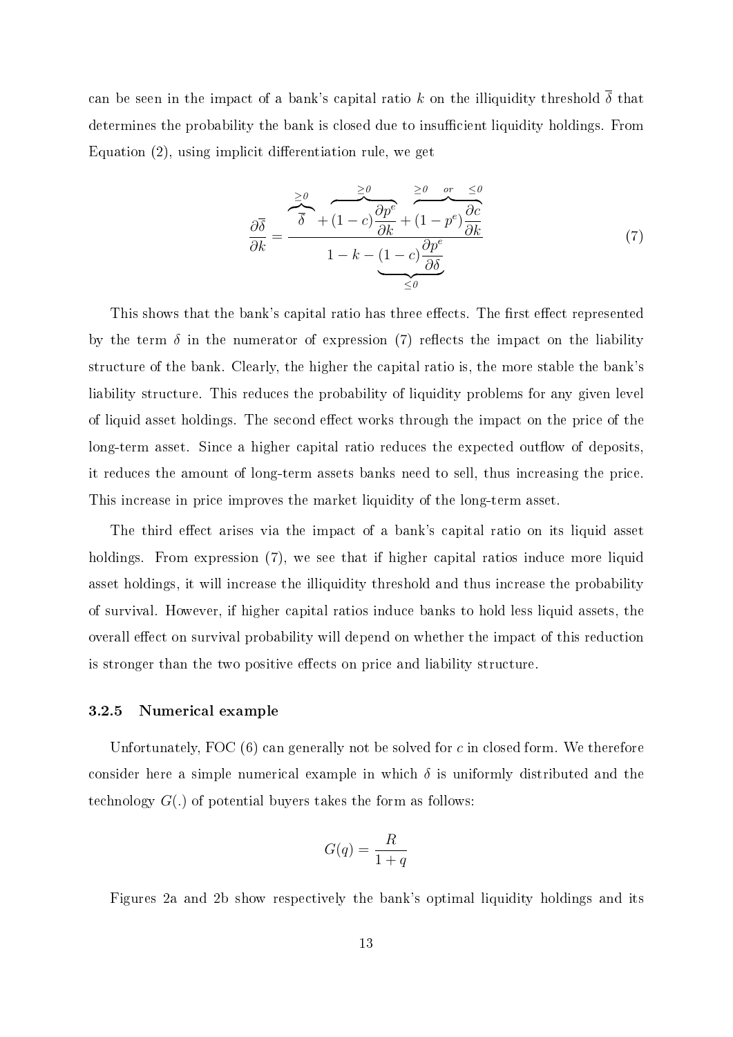can be seen in the impact of a bank's capital ratio $k$ on the illiquidity threshold $\overline{\delta}$ that determines the probability the bank is closed due to insufficient liquidity holdings. From Equation (2), using implicit differentiation rule, we get

$$\frac{\partial \overline{\delta}}{\partial k} = \frac{\overbrace{\overline{\delta}}^{\geq 0} + \overbrace{(1-c)\frac{\partial p^e}{\partial k}}^{\geq 0} + \overbrace{(1-p^e)\frac{\partial c}{\partial k}}^{\geq 0 \quad or \quad \leq 0}}{1 - k - \underbrace{(1-c)\frac{\partial p^e}{\partial \delta}}_{\leq 0}} \tag{7}$$

This shows that the bank's capital ratio has three effects. The first effect represented by the term $\delta$ in the numerator of expression (7) reflects the impact on the liability structure of the bank. Clearly, the higher the capital ratio is, the more stable the bank's liability structure. This reduces the probability of liquidity problems for any given level of liquid asset holdings. The second effect works through the impact on the price of the long-term asset. Since a higher capital ratio reduces the expected outflow of deposits, it reduces the amount of long-term assets banks need to sell, thus increasing the price. This increase in price improves the market liquidity of the long-term asset.

The third effect arises via the impact of a bank's capital ratio on its liquid asset holdings. From expression (7), we see that if higher capital ratios induce more liquid asset holdings, it will increase the illiquidity threshold and thus increase the probability of survival. However, if higher capital ratios induce banks to hold less liquid assets, the overall effect on survival probability will depend on whether the impact of this reduction is stronger than the two positive effects on price and liability structure.

### 3.2.5 Numerical example

Unfortunately, FOC (6) can generally not be solved for $c$ in closed form. We therefore consider here a simple numerical example in which $\delta$ is uniformly distributed and the technology $G(.)$ of potential buyers takes the form as follows:

$$G(q) = \frac{R}{1+q}$$

Figures 2a and 2b show respectively the bank's optimal liquidity holdings and its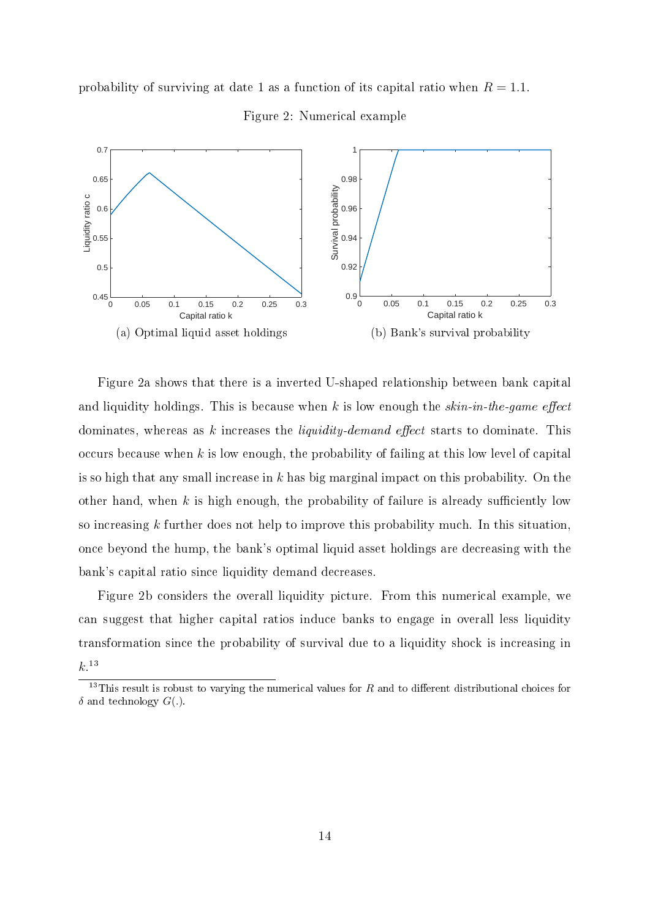probability of surviving at date 1 as a function of its capital ratio when $R = 1.1$.

Figure 2: Numerical example

(a) Optimal liquid asset holdings

(b) Bank's survival probability

Figure 2a shows that there is a inverted U-shaped relationship between bank capital and liquidity holdings. This is because when $k$ is low enough the *skin-in-the-game effect* dominates, whereas as $k$ increases the *liquidity-demand effect* starts to dominate. This occurs because when $k$ is low enough, the probability of failing at this low level of capital is so high that any small increase in $k$ has big marginal impact on this probability. On the other hand, when $k$ is high enough, the probability of failure is already sufficiently low so increasing $k$ further does not help to improve this probability much. In this situation, once beyond the hump, the bank's optimal liquid asset holdings are decreasing with the bank's capital ratio since liquidity demand decreases.

Figure 2b considers the overall liquidity picture. From this numerical example, we can suggest that higher capital ratios induce banks to engage in overall less liquidity transformation since the probability of survival due to a liquidity shock is increasing in $k$.[13]

[13] This result is robust to varying the numerical values for $R$ and to different distributional choices for $\delta$ and technology $G(.)$.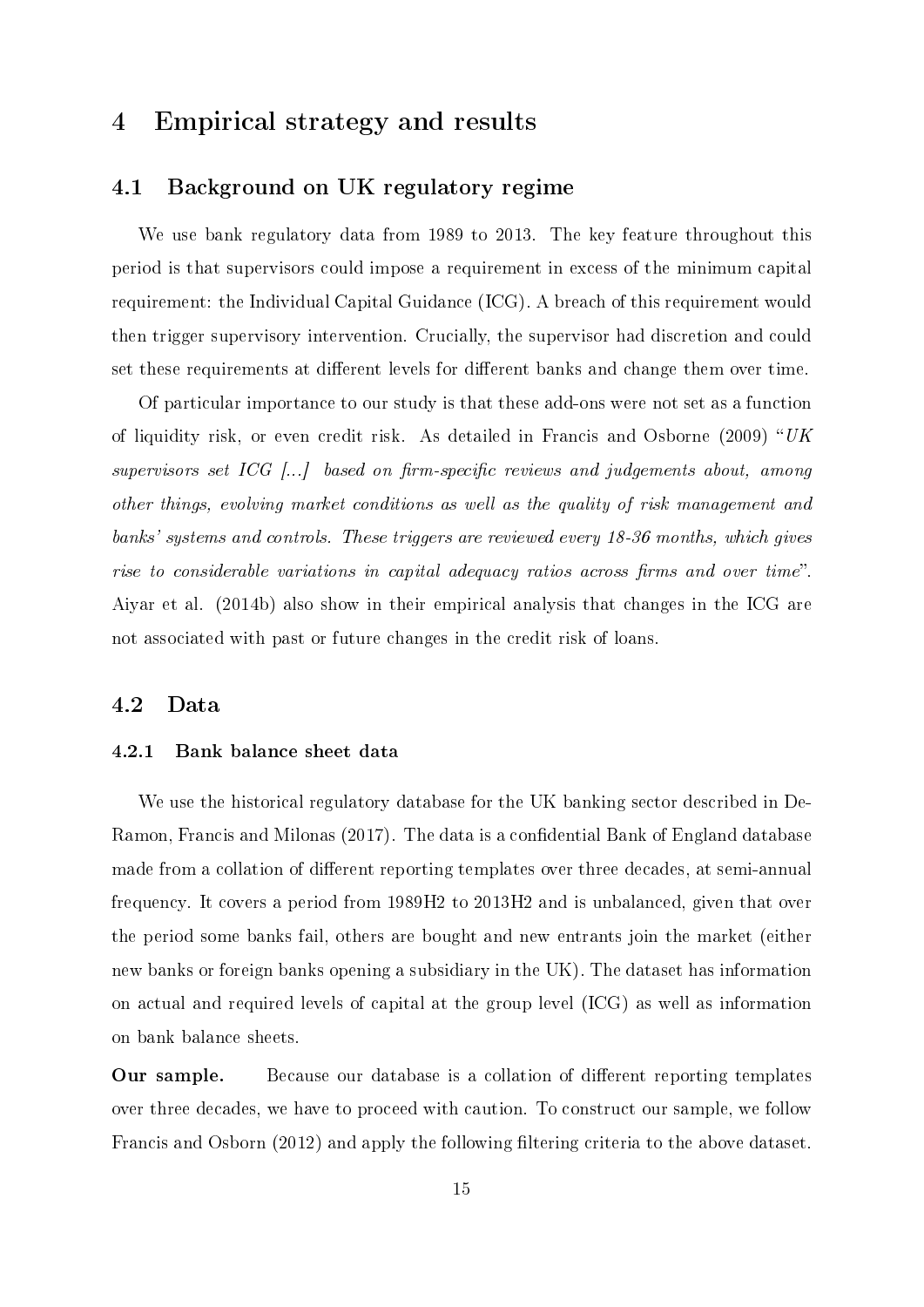# 4 Empirical strategy and results

## 4.1 Background on UK regulatory regime

We use bank regulatory data from 1989 to 2013. The key feature throughout this period is that supervisors could impose a requirement in excess of the minimum capital requirement: the Individual Capital Guidance (ICG). A breach of this requirement would then trigger supervisory intervention. Crucially, the supervisor had discretion and could set these requirements at different levels for different banks and change them over time.

Of particular importance to our study is that these add-ons were not set as a function of liquidity risk, or even credit risk. As detailed in Francis and Osborne (2009) "*UK supervisors set ICG [...] based on firm-specific reviews and judgements about, among other things, evolving market conditions as well as the quality of risk management and banks' systems and controls. These triggers are reviewed every 18-36 months, which gives rise to considerable variations in capital adequacy ratios across firms and over time*". Aiyar et al. (2014b) also show in their empirical analysis that changes in the ICG are not associated with past or future changes in the credit risk of loans.

## 4.2 Data

### 4.2.1 Bank balance sheet data

We use the historical regulatory database for the UK banking sector described in De-Ramon, Francis and Milonas (2017). The data is a confidential Bank of England database made from a collation of different reporting templates over three decades, at semi-annual frequency. It covers a period from 1989H2 to 2013H2 and is unbalanced, given that over the period some banks fail, others are bought and new entrants join the market (either new banks or foreign banks opening a subsidiary in the UK). The dataset has information on actual and required levels of capital at the group level (ICG) as well as information on bank balance sheets.

**Our sample.** Because our database is a collation of different reporting templates over three decades, we have to proceed with caution. To construct our sample, we follow Francis and Osborn (2012) and apply the following filtering criteria to the above dataset.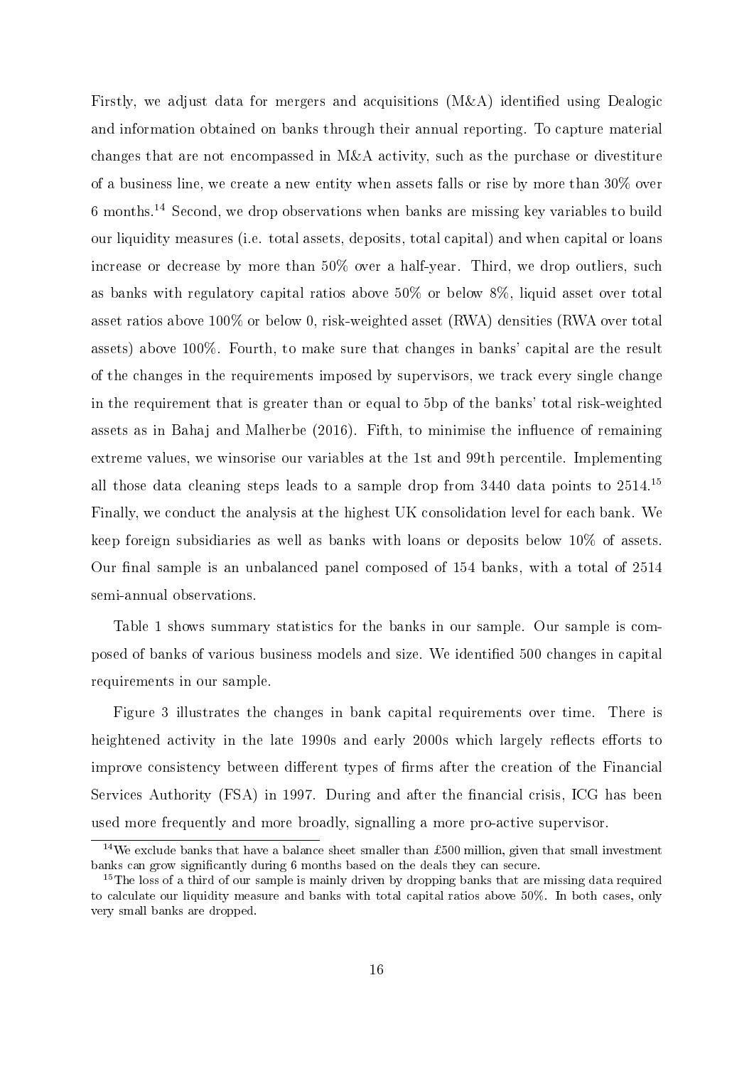Firstly, we adjust data for mergers and acquisitions (M&A) identified using Dealogic and information obtained on banks through their annual reporting. To capture material changes that are not encompassed in M&A activity, such as the purchase or divestiture of a business line, we create a new entity when assets falls or rise by more than 30% over 6 months.[14] Second, we drop observations when banks are missing key variables to build our liquidity measures (i.e. total assets, deposits, total capital) and when capital or loans increase or decrease by more than 50% over a half-year. Third, we drop outliers, such as banks with regulatory capital ratios above 50% or below 8%, liquid asset over total asset ratios above 100% or below 0, risk-weighted asset (RWA) densities (RWA over total assets) above 100%. Fourth, to make sure that changes in banks' capital are the result of the changes in the requirements imposed by supervisors, we track every single change in the requirement that is greater than or equal to 5bp of the banks' total risk-weighted assets as in Bahaj and Malherbe (2016). Fifth, to minimise the influence of remaining extreme values, we winsorise our variables at the 1st and 99th percentile. Implementing all those data cleaning steps leads to a sample drop from 3440 data points to 2514.[15] Finally, we conduct the analysis at the highest UK consolidation level for each bank. We keep foreign subsidiaries as well as banks with loans or deposits below 10% of assets. Our final sample is an unbalanced panel composed of 154 banks, with a total of 2514 semi-annual observations.

Table 1 shows summary statistics for the banks in our sample. Our sample is composed of banks of various business models and size. We identified 500 changes in capital requirements in our sample.

Figure 3 illustrates the changes in bank capital requirements over time. There is heightened activity in the late 1990s and early 2000s which largely reflects efforts to improve consistency between different types of firms after the creation of the Financial Services Authority (FSA) in 1997. During and after the financial crisis, ICG has been used more frequently and more broadly, signalling a more pro-active supervisor.

[14] We exclude banks that have a balance sheet smaller than £500 million, given that small investment banks can grow significantly during 6 months based on the deals they can secure.

[15] The loss of a third of our sample is mainly driven by dropping banks that are missing data required to calculate our liquidity measure and banks with total capital ratios above 50%. In both cases, only very small banks are dropped.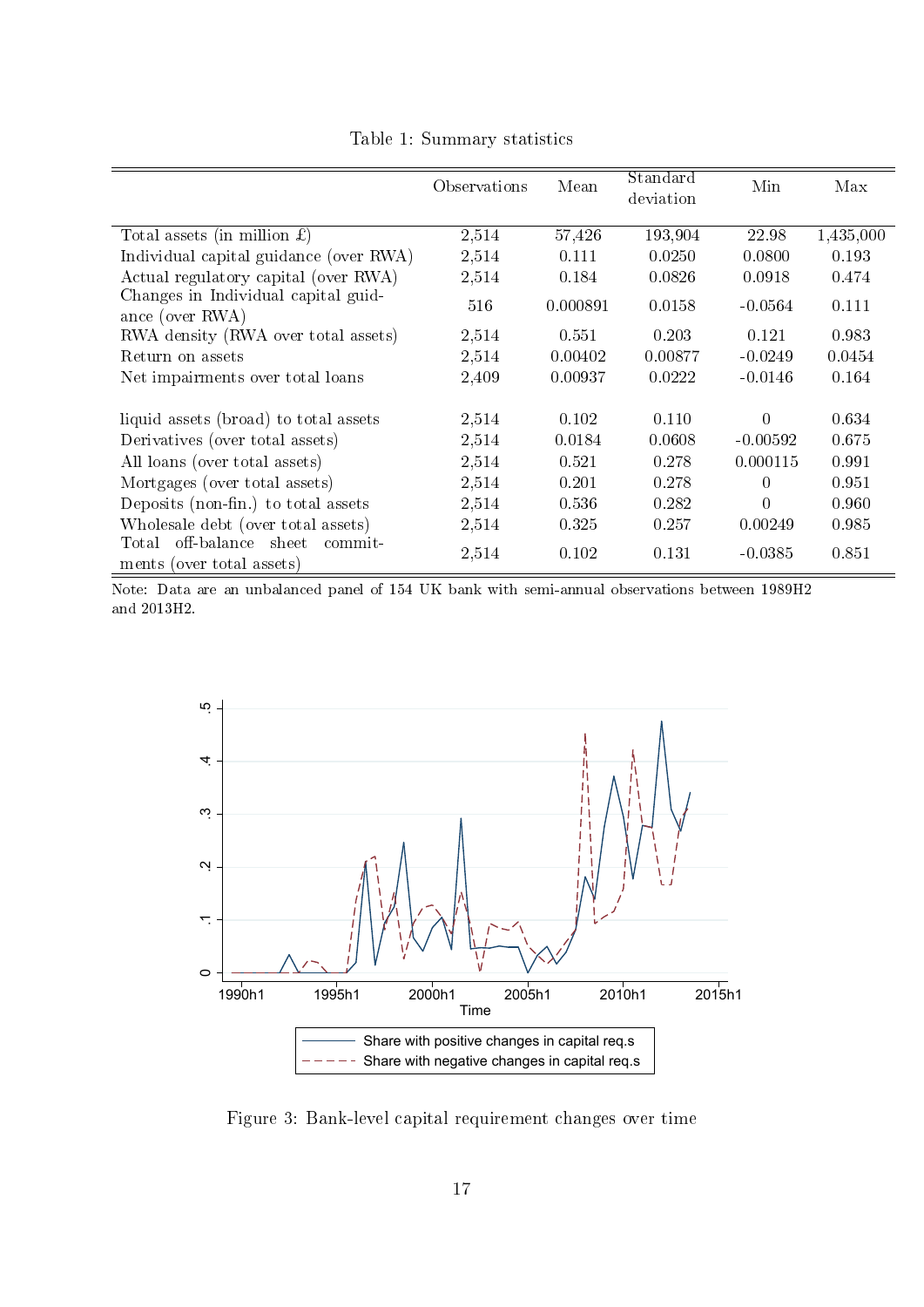Table 1: Summary statistics

| | Observations | Mean | Standard deviation | Min | Max |
|---|---|---|---|---|---|
| Total assets (in million £) | 2,514 | 57,426 | 193,904 | 22.98 | 1,435,000 |
| Individual capital guidance (over RWA) | 2,514 | 0.111 | 0.0250 | 0.0800 | 0.193 |
| Actual regulatory capital (over RWA) | 2,514 | 0.184 | 0.0826 | 0.0918 | 0.474 |
| Changes in Individual capital guidance (over RWA) | 516 | 0.000891 | 0.0158 | -0.0564 | 0.111 |
| RWA density (RWA over total assets) | 2,514 | 0.551 | 0.203 | 0.121 | 0.983 |
| Return on assets | 2,514 | 0.00402 | 0.00877 | -0.0249 | 0.0454 |
| Net impairments over total loans | 2,409 | 0.00937 | 0.0222 | -0.0146 | 0.164 |
| | | | | | |
| liquid assets (broad) to total assets | 2,514 | 0.102 | 0.110 | 0 | 0.634 |
| Derivatives (over total assets) | 2,514 | 0.0184 | 0.0608 | -0.00592 | 0.675 |
| All loans (over total assets) | 2,514 | 0.521 | 0.278 | 0.000115 | 0.991 |
| Mortgages (over total assets) | 2,514 | 0.201 | 0.278 | 0 | 0.951 |
| Deposits (non-fin.) to total assets | 2,514 | 0.536 | 0.282 | 0 | 0.960 |
| Wholesale debt (over total assets) | 2,514 | 0.325 | 0.257 | 0.00249 | 0.985 |
| Total off-balance sheet commitments (over total assets) | 2,514 | 0.102 | 0.131 | -0.0385 | 0.851 |

Note: Data are an unbalanced panel of 154 UK bank with semi-annual observations between 1989H2 and 2013H2.

Figure 3: Bank-level capital requirement changes over time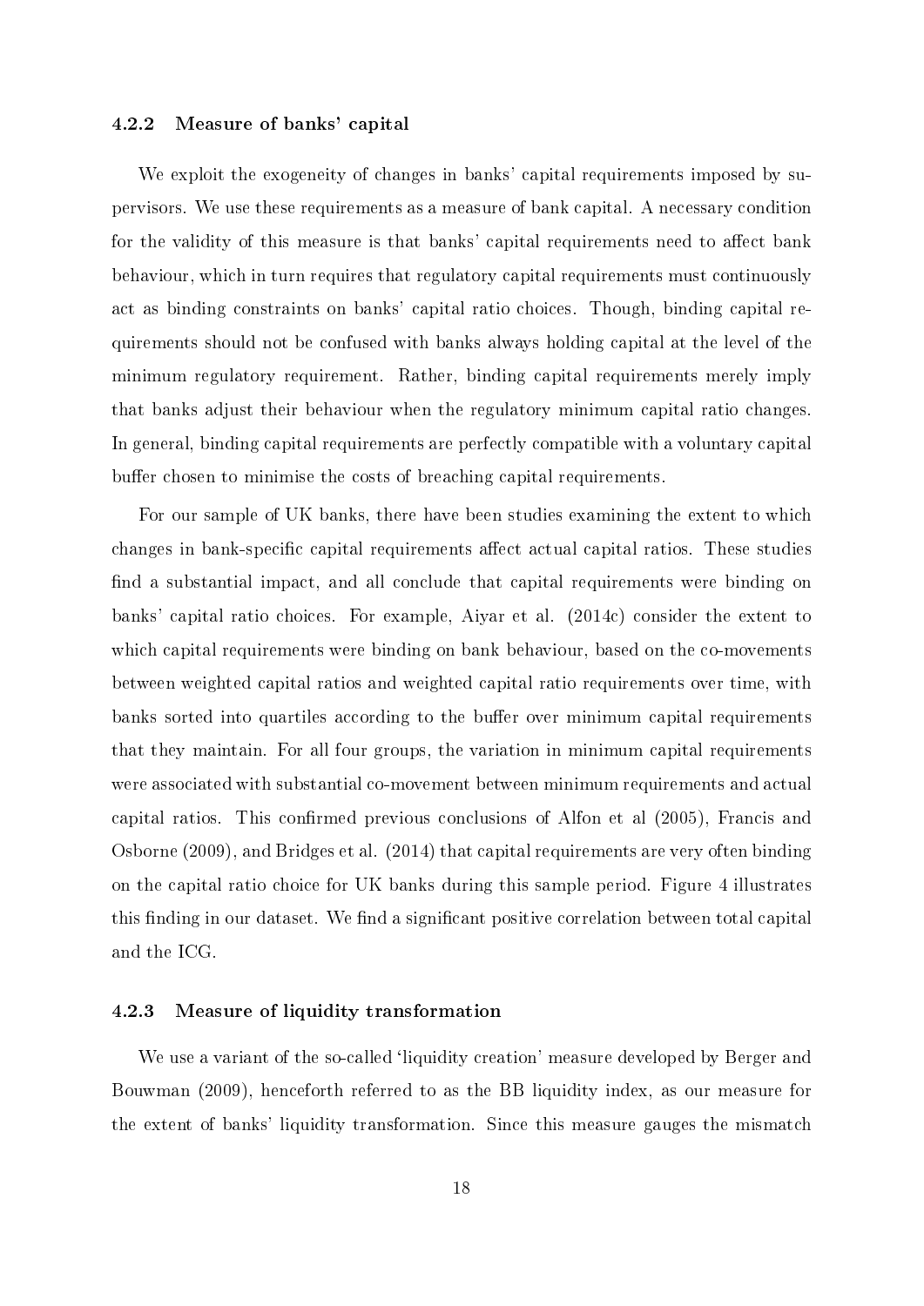### 4.2.2 Measure of banks' capital

We exploit the exogeneity of changes in banks' capital requirements imposed by supervisors. We use these requirements as a measure of bank capital. A necessary condition for the validity of this measure is that banks' capital requirements need to affect bank behaviour, which in turn requires that regulatory capital requirements must continuously act as binding constraints on banks' capital ratio choices. Though, binding capital requirements should not be confused with banks always holding capital at the level of the minimum regulatory requirement. Rather, binding capital requirements merely imply that banks adjust their behaviour when the regulatory minimum capital ratio changes. In general, binding capital requirements are perfectly compatible with a voluntary capital buffer chosen to minimise the costs of breaching capital requirements.

For our sample of UK banks, there have been studies examining the extent to which changes in bank-specific capital requirements affect actual capital ratios. These studies find a substantial impact, and all conclude that capital requirements were binding on banks' capital ratio choices. For example, Aiyar et al. (2014c) consider the extent to which capital requirements were binding on bank behaviour, based on the co-movements between weighted capital ratios and weighted capital ratio requirements over time, with banks sorted into quartiles according to the buffer over minimum capital requirements that they maintain. For all four groups, the variation in minimum capital requirements were associated with substantial co-movement between minimum requirements and actual capital ratios. This confirmed previous conclusions of Alfon et al (2005), Francis and Osborne (2009), and Bridges et al. (2014) that capital requirements are very often binding on the capital ratio choice for UK banks during this sample period. Figure 4 illustrates this finding in our dataset. We find a significant positive correlation between total capital and the ICG.

### 4.2.3 Measure of liquidity transformation

We use a variant of the so-called 'liquidity creation' measure developed by Berger and Bouwman (2009), henceforth referred to as the BB liquidity index, as our measure for the extent of banks' liquidity transformation. Since this measure gauges the mismatch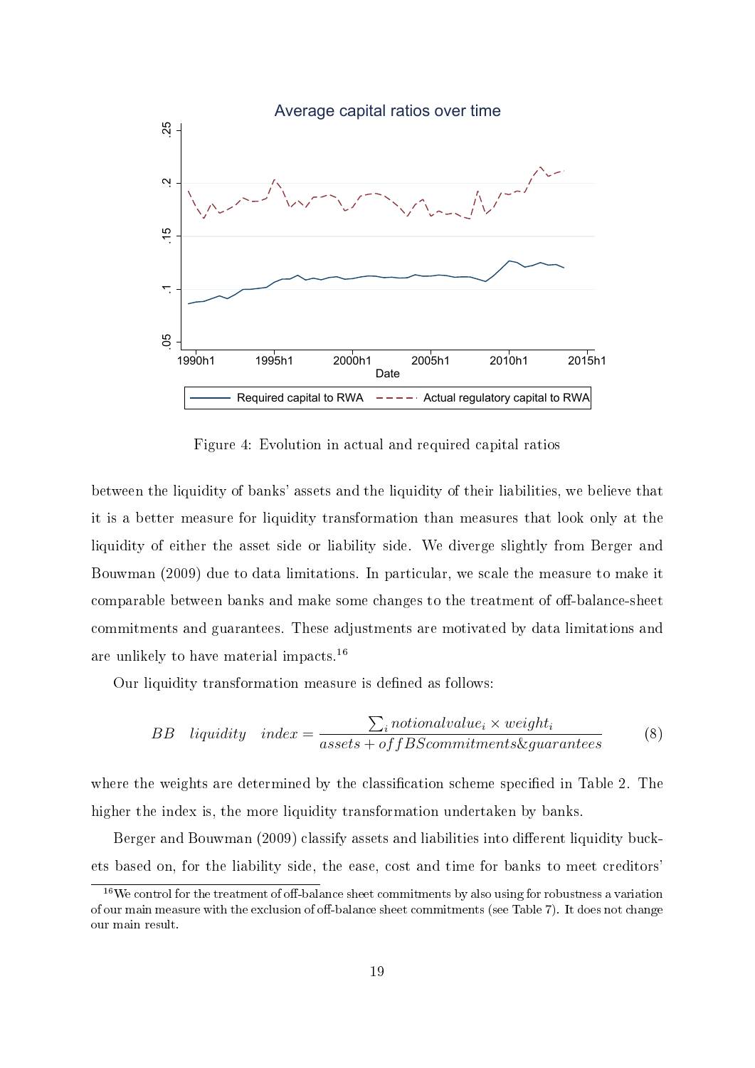Figure 4: Evolution in actual and required capital ratios

between the liquidity of banks' assets and the liquidity of their liabilities, we believe that it is a better measure for liquidity transformation than measures that look only at the liquidity of either the asset side or liability side. We diverge slightly from Berger and Bouwman (2009) due to data limitations. In particular, we scale the measure to make it comparable between banks and make some changes to the treatment of off-balance-sheet commitments and guarantees. These adjustments are motivated by data limitations and are unlikely to have material impacts.[16]

Our liquidity transformation measure is defined as follows:

$$BB \quad liquidity \quad index = \frac{\sum_i notionalvalue_i \times weight_i}{assets + offBScommitments\&guarantees} \tag{8}$$

where the weights are determined by the classification scheme specified in Table 2. The higher the index is, the more liquidity transformation undertaken by banks.

Berger and Bouwman (2009) classify assets and liabilities into different liquidity buckets based on, for the liability side, the ease, cost and time for banks to meet creditors'

[16] We control for the treatment of off-balance sheet commitments by also using for robustness a variation of our main measure with the exclusion of off-balance sheet commitments (see Table 7). It does not change our main result.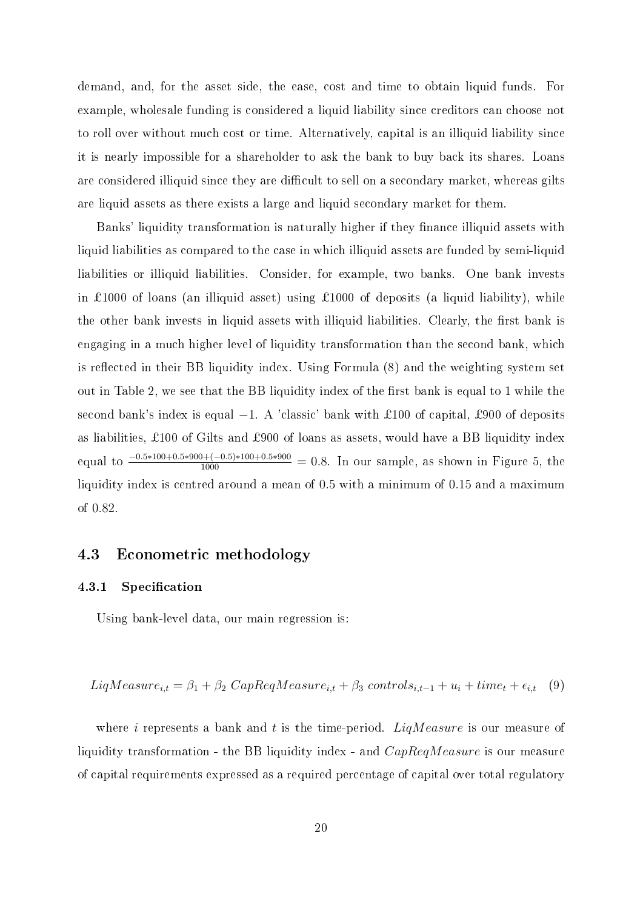demand, and, for the asset side, the ease, cost and time to obtain liquid funds. For example, wholesale funding is considered a liquid liability since creditors can choose not to roll over without much cost or time. Alternatively, capital is an illiquid liability since it is nearly impossible for a shareholder to ask the bank to buy back its shares. Loans are considered illiquid since they are difficult to sell on a secondary market, whereas gilts are liquid assets as there exists a large and liquid secondary market for them.

Banks' liquidity transformation is naturally higher if they finance illiquid assets with liquid liabilities as compared to the case in which illiquid assets are funded by semi-liquid liabilities or illiquid liabilities. Consider, for example, two banks. One bank invests in £1000 of loans (an illiquid asset) using £1000 of deposits (a liquid liability), while the other bank invests in liquid assets with illiquid liabilities. Clearly, the first bank is engaging in a much higher level of liquidity transformation than the second bank, which is reflected in their BB liquidity index. Using Formula (8) and the weighting system set out in Table 2, we see that the BB liquidity index of the first bank is equal to 1 while the second bank's index is equal $-1$. A 'classic' bank with £100 of capital, £900 of deposits as liabilities, £100 of Gilts and £900 of loans as assets, would have a BB liquidity index equal to $\frac{-0.5*100+0.5*900+(-0.5)*100+0.5*900}{1000} = 0.8$. In our sample, as shown in Figure 5, the liquidity index is centred around a mean of 0.5 with a minimum of 0.15 and a maximum of 0.82.

## 4.3 Econometric methodology

### 4.3.1 Specification

Using bank-level data, our main regression is:

$$LiqMeasure_{i,t} = \beta_1 + \beta_2 \; CapReqMeasure_{i,t} + \beta_3 \; controls_{i,t-1} + u_i + time_t + \epsilon_{i,t} \quad (9)$$

where $i$ represents a bank and $t$ is the time-period. $LiqMeasure$ is our measure of liquidity transformation - the BB liquidity index - and $CapReqMeasure$ is our measure of capital requirements expressed as a required percentage of capital over total regulatory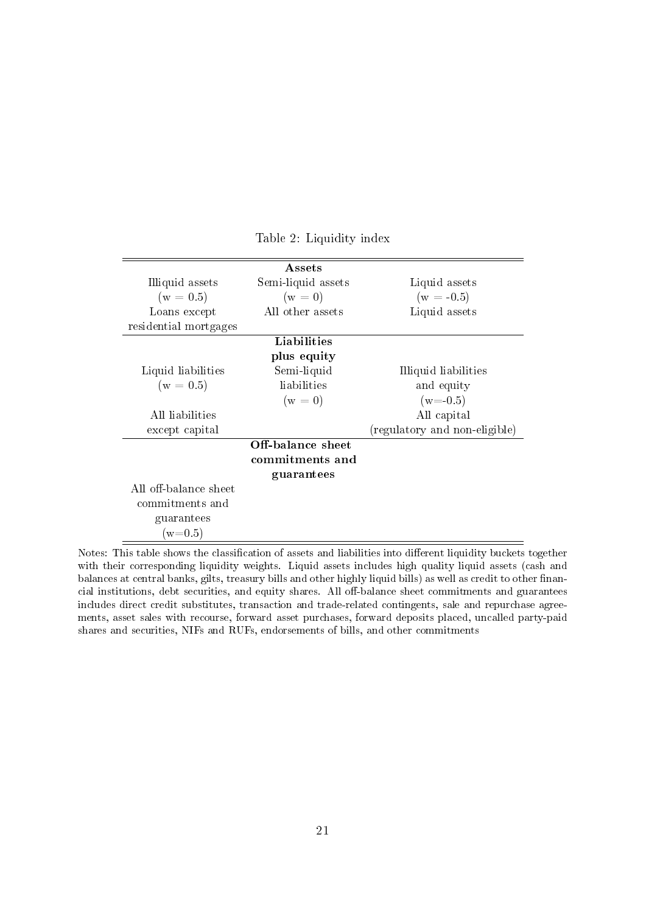Table 2: Liquidity index

| | **Assets** | |
|---|---|---|
| Illiquid assets (w = 0.5) | Semi-liquid assets (w = 0) | Liquid assets (w = -0.5) |
| Loans except residential mortgages | All other assets | Liquid assets |
| | **Liabilities plus equity** | |
| Liquid liabilities (w = 0.5) | Semi-liquid liabilities (w = 0) | Illiquid liabilities and equity (w=-0.5) |
| All liabilities except capital | | All capital (regulatory and non-eligible) |
| | **Off-balance sheet commitments and guarantees** | |
| All off-balance sheet commitments and guarantees (w=0.5) | | |

Notes: This table shows the classification of assets and liabilities into different liquidity buckets together with their corresponding liquidity weights. Liquid assets includes high quality liquid assets (cash and balances at central banks, gilts, treasury bills and other highly liquid bills) as well as credit to other financial institutions, debt securities, and equity shares. All off-balance sheet commitments and guarantees includes direct credit substitutes, transaction and trade-related contingents, sale and repurchase agreements, asset sales with recourse, forward asset purchases, forward deposits placed, uncalled party-paid shares and securities, NIFs and RUFs, endorsements of bills, and other commitments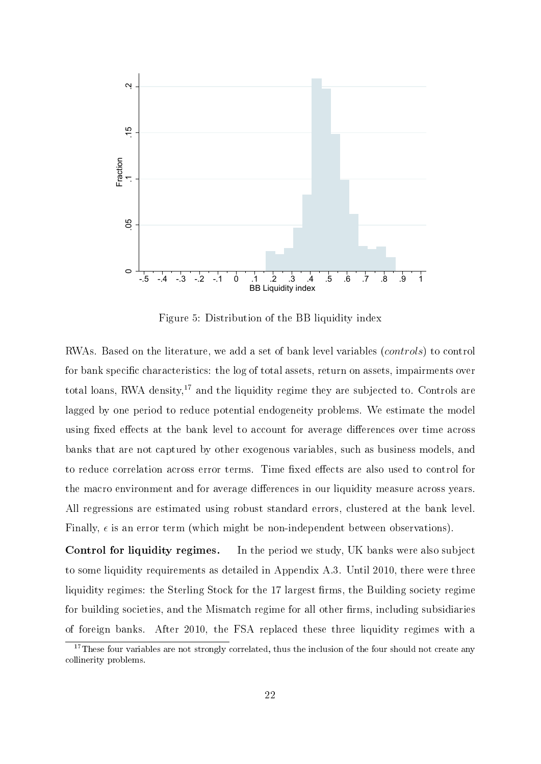Figure 5: Distribution of the BB liquidity index

RWAs. Based on the literature, we add a set of bank level variables (*controls*) to control for bank specific characteristics: the log of total assets, return on assets, impairments over total loans, RWA density,[17] and the liquidity regime they are subjected to. Controls are lagged by one period to reduce potential endogeneity problems. We estimate the model using fixed effects at the bank level to account for average differences over time across banks that are not captured by other exogenous variables, such as business models, and to reduce correlation across error terms. Time fixed effects are also used to control for the macro environment and for average differences in our liquidity measure across years. All regressions are estimated using robust standard errors, clustered at the bank level. Finally, $\epsilon$ is an error term (which might be non-independent between observations).

**Control for liquidity regimes.** In the period we study, UK banks were also subject to some liquidity requirements as detailed in Appendix A.3. Until 2010, there were three liquidity regimes: the Sterling Stock for the 17 largest firms, the Building society regime for building societies, and the Mismatch regime for all other firms, including subsidiaries of foreign banks. After 2010, the FSA replaced these three liquidity regimes with a

[17] These four variables are not strongly correlated, thus the inclusion of the four should not create any collinerity problems.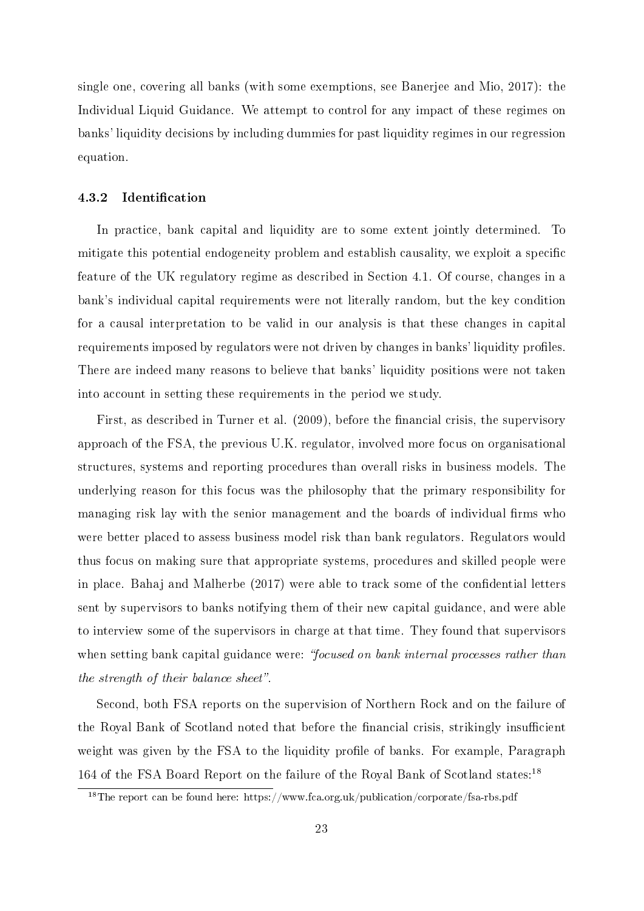single one, covering all banks (with some exemptions, see Banerjee and Mio, 2017): the Individual Liquid Guidance. We attempt to control for any impact of these regimes on banks' liquidity decisions by including dummies for past liquidity regimes in our regression equation.

### 4.3.2 Identification

In practice, bank capital and liquidity are to some extent jointly determined. To mitigate this potential endogeneity problem and establish causality, we exploit a specific feature of the UK regulatory regime as described in Section 4.1. Of course, changes in a bank's individual capital requirements were not literally random, but the key condition for a causal interpretation to be valid in our analysis is that these changes in capital requirements imposed by regulators were not driven by changes in banks' liquidity profiles. There are indeed many reasons to believe that banks' liquidity positions were not taken into account in setting these requirements in the period we study.

First, as described in Turner et al. (2009), before the financial crisis, the supervisory approach of the FSA, the previous U.K. regulator, involved more focus on organisational structures, systems and reporting procedures than overall risks in business models. The underlying reason for this focus was the philosophy that the primary responsibility for managing risk lay with the senior management and the boards of individual firms who were better placed to assess business model risk than bank regulators. Regulators would thus focus on making sure that appropriate systems, procedures and skilled people were in place. Bahaj and Malherbe (2017) were able to track some of the confidential letters sent by supervisors to banks notifying them of their new capital guidance, and were able to interview some of the supervisors in charge at that time. They found that supervisors when setting bank capital guidance were: *"focused on bank internal processes rather than the strength of their balance sheet"*.

Second, both FSA reports on the supervision of Northern Rock and on the failure of the Royal Bank of Scotland noted that before the financial crisis, strikingly insufficient weight was given by the FSA to the liquidity profile of banks. For example, Paragraph 164 of the FSA Board Report on the failure of the Royal Bank of Scotland states:[18]

[18] The report can be found here: https://www.fca.org.uk/publication/corporate/fsa-rbs.pdf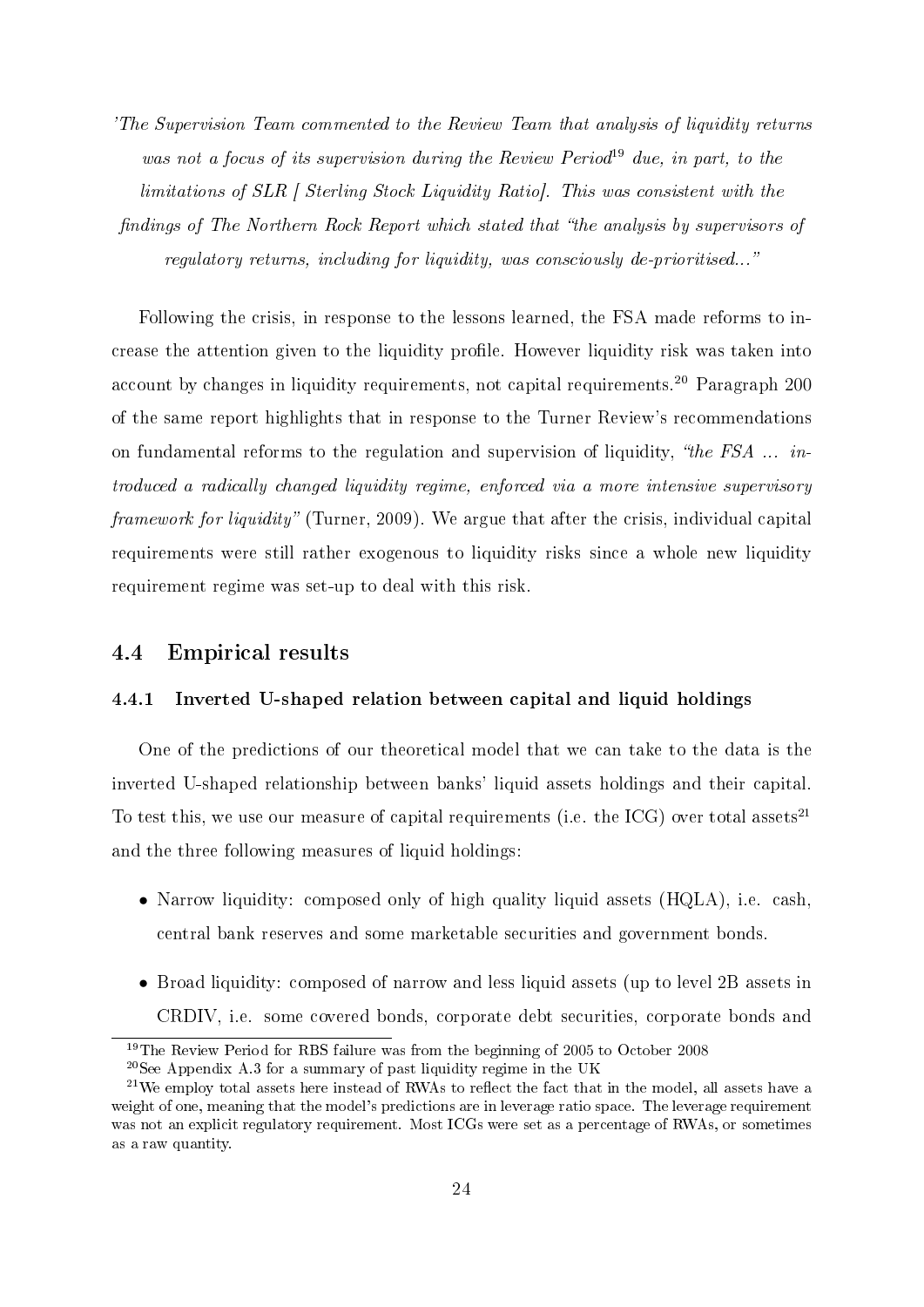*'The Supervision Team commented to the Review Team that analysis of liquidity returns was not a focus of its supervision during the Review Period*[19] *due, in part, to the limitations of SLR [ Sterling Stock Liquidity Ratio]. This was consistent with the findings of The Northern Rock Report which stated that "the analysis by supervisors of regulatory returns, including for liquidity, was consciously de-prioritised..."*

Following the crisis, in response to the lessons learned, the FSA made reforms to increase the attention given to the liquidity profile. However liquidity risk was taken into account by changes in liquidity requirements, not capital requirements.[20] Paragraph 200 of the same report highlights that in response to the Turner Review's recommendations on fundamental reforms to the regulation and supervision of liquidity, *"the FSA ... introduced a radically changed liquidity regime, enforced via a more intensive supervisory framework for liquidity"* (Turner, 2009). We argue that after the crisis, individual capital requirements were still rather exogenous to liquidity risks since a whole new liquidity requirement regime was set-up to deal with this risk.

## 4.4 Empirical results

### 4.4.1 Inverted U-shaped relation between capital and liquid holdings

One of the predictions of our theoretical model that we can take to the data is the inverted U-shaped relationship between banks' liquid assets holdings and their capital. To test this, we use our measure of capital requirements (i.e. the ICG) over total assets[21] and the three following measures of liquid holdings:

- Narrow liquidity: composed only of high quality liquid assets (HQLA), i.e. cash, central bank reserves and some marketable securities and government bonds.
- Broad liquidity: composed of narrow and less liquid assets (up to level 2B assets in CRDIV, i.e. some covered bonds, corporate debt securities, corporate bonds and

[19] The Review Period for RBS failure was from the beginning of 2005 to October 2008

[20] See Appendix A.3 for a summary of past liquidity regime in the UK

[21] We employ total assets here instead of RWAs to reflect the fact that in the model, all assets have a weight of one, meaning that the model's predictions are in leverage ratio space. The leverage requirement was not an explicit regulatory requirement. Most ICGs were set as a percentage of RWAs, or sometimes as a raw quantity.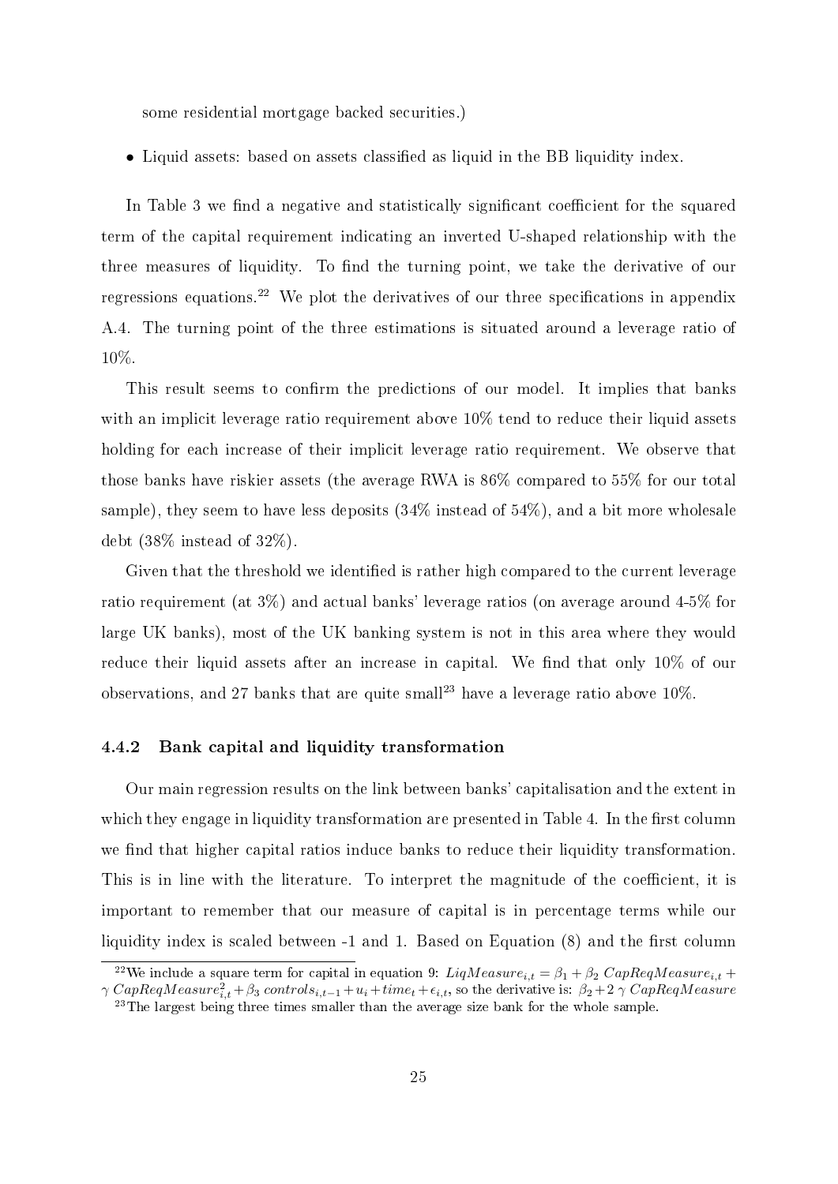some residential mortgage backed securities.)

- Liquid assets: based on assets classified as liquid in the BB liquidity index.

In Table 3 we find a negative and statistically significant coefficient for the squared term of the capital requirement indicating an inverted U-shaped relationship with the three measures of liquidity. To find the turning point, we take the derivative of our regressions equations.[22] We plot the derivatives of our three specifications in appendix A.4. The turning point of the three estimations is situated around a leverage ratio of 10%.

This result seems to confirm the predictions of our model. It implies that banks with an implicit leverage ratio requirement above 10% tend to reduce their liquid assets holding for each increase of their implicit leverage ratio requirement. We observe that those banks have riskier assets (the average RWA is 86% compared to 55% for our total sample), they seem to have less deposits (34% instead of 54%), and a bit more wholesale debt (38% instead of 32%).

Given that the threshold we identified is rather high compared to the current leverage ratio requirement (at 3%) and actual banks' leverage ratios (on average around 4-5% for large UK banks), most of the UK banking system is not in this area where they would reduce their liquid assets after an increase in capital. We find that only 10% of our observations, and 27 banks that are quite small[23] have a leverage ratio above 10%.

### 4.4.2 Bank capital and liquidity transformation

Our main regression results on the link between banks' capitalisation and the extent in which they engage in liquidity transformation are presented in Table 4. In the first column we find that higher capital ratios induce banks to reduce their liquidity transformation. This is in line with the literature. To interpret the magnitude of the coefficient, it is important to remember that our measure of capital is in percentage terms while our liquidity index is scaled between -1 and 1. Based on Equation (8) and the first column

[22] We include a square term for capital in equation 9: $LiqMeasure_{i,t} = \beta_1 + \beta_2\ CapReqMeasure_{i,t} + \gamma\ CapReqMeasure^2_{i,t} + \beta_3\ controls_{i,t-1} + u_i + time_t + \epsilon_{i,t}$, so the derivative is: $\beta_2 + 2\ \gamma\ CapReqMeasure$

[23] The largest being three times smaller than the average size bank for the whole sample.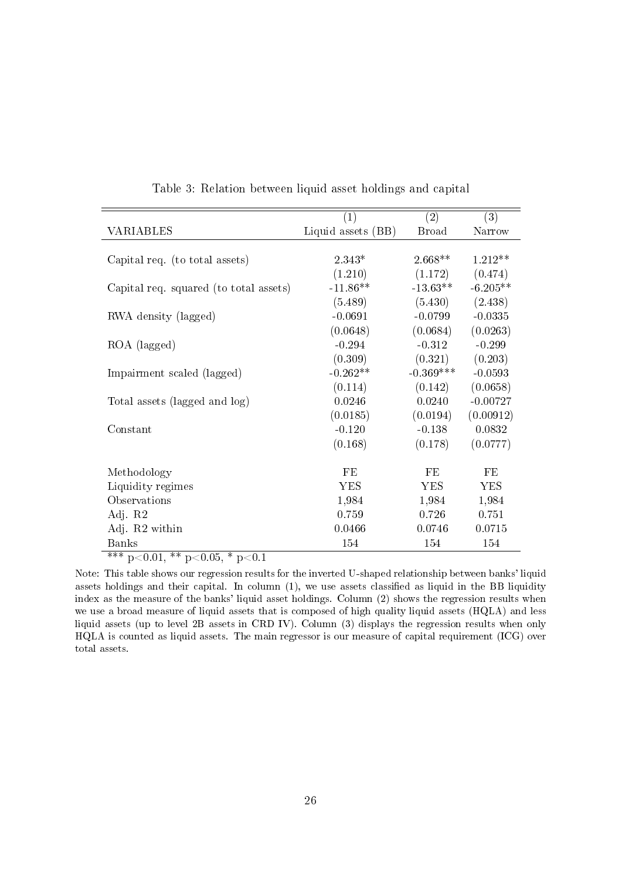Table 3: Relation between liquid asset holdings and capital

| | (1) | (2) | (3) |
|---|---|---|---|
| VARIABLES | Liquid assets (BB) | Broad | Narrow |
| | | | |
| Capital req. (to total assets) | 2.343* | 2.668** | 1.212** |
| | (1.210) | (1.172) | (0.474) |
| Capital req. squared (to total assets) | -11.86** | -13.63** | -6.205** |
| | (5.489) | (5.430) | (2.438) |
| RWA density (lagged) | -0.0691 | -0.0799 | -0.0335 |
| | (0.0648) | (0.0684) | (0.0263) |
| ROA (lagged) | -0.294 | -0.312 | -0.299 |
| | (0.309) | (0.321) | (0.203) |
| Impairment scaled (lagged) | -0.262** | -0.369*** | -0.0593 |
| | (0.114) | (0.142) | (0.0658) |
| Total assets (lagged and log) | 0.0246 | 0.0240 | -0.00727 |
| | (0.0185) | (0.0194) | (0.00912) |
| Constant | -0.120 | -0.138 | 0.0832 |
| | (0.168) | (0.178) | (0.0777) |
| | | | |
| Methodology | FE | FE | FE |
| Liquidity regimes | YES | YES | YES |
| Observations | 1,984 | 1,984 | 1,984 |
| Adj. R2 | 0.759 | 0.726 | 0.751 |
| Adj. R2 within | 0.0466 | 0.0746 | 0.0715 |
| Banks | 154 | 154 | 154 |

*** $p<0.01$, ** $p<0.05$, * $p<0.1$

Note: This table shows our regression results for the inverted U-shaped relationship between banks' liquid assets holdings and their capital. In column (1), we use assets classified as liquid in the BB liquidity index as the measure of the banks' liquid asset holdings. Column (2) shows the regression results when we use a broad measure of liquid assets that is composed of high quality liquid assets (HQLA) and less liquid assets (up to level 2B assets in CRD IV). Column (3) displays the regression results when only HQLA is counted as liquid assets. The main regressor is our measure of capital requirement (ICG) over total assets.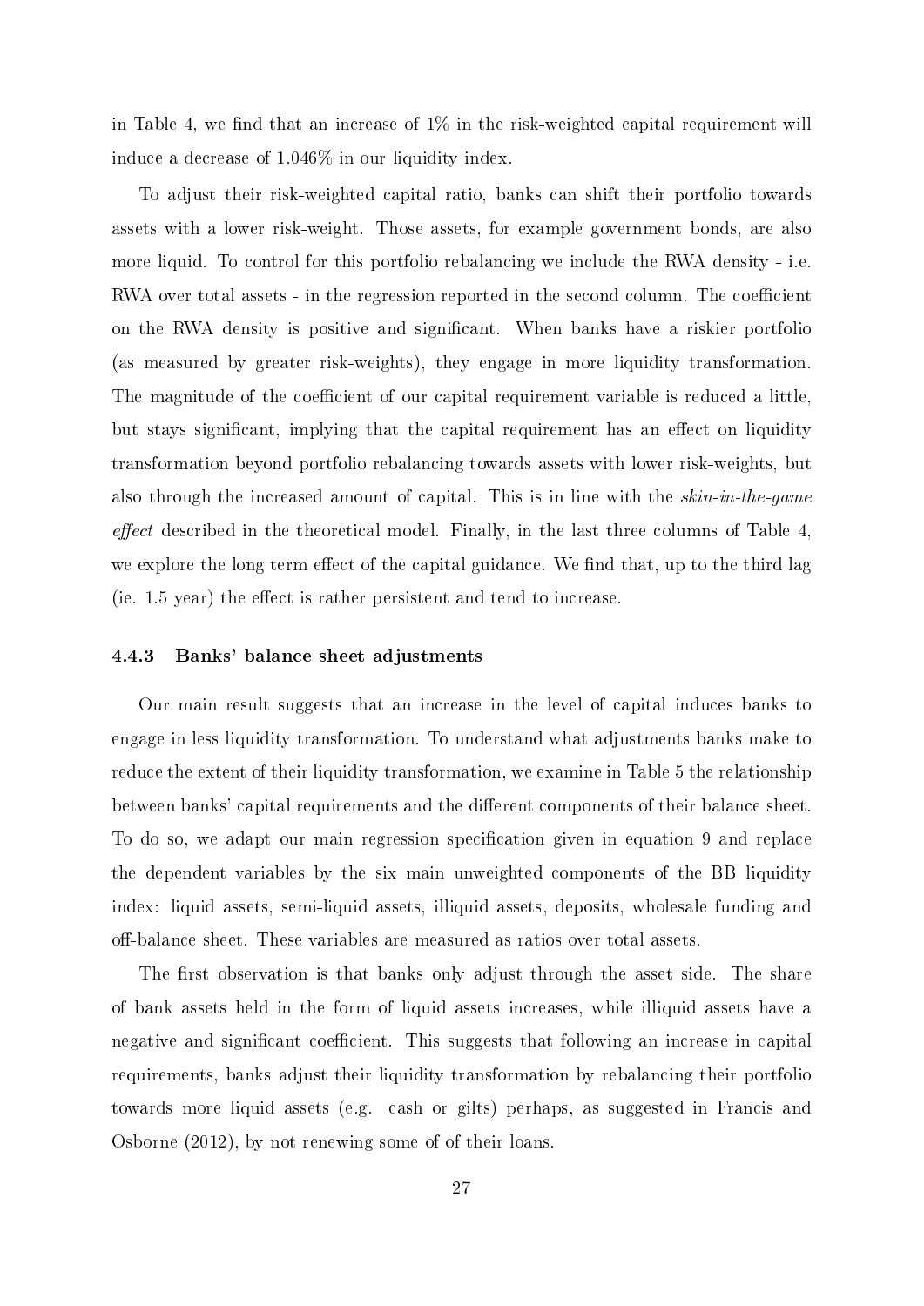in Table 4, we find that an increase of 1% in the risk-weighted capital requirement will induce a decrease of 1.046% in our liquidity index.

To adjust their risk-weighted capital ratio, banks can shift their portfolio towards assets with a lower risk-weight. Those assets, for example government bonds, are also more liquid. To control for this portfolio rebalancing we include the RWA density - i.e. RWA over total assets - in the regression reported in the second column. The coefficient on the RWA density is positive and significant. When banks have a riskier portfolio (as measured by greater risk-weights), they engage in more liquidity transformation. The magnitude of the coefficient of our capital requirement variable is reduced a little, but stays significant, implying that the capital requirement has an effect on liquidity transformation beyond portfolio rebalancing towards assets with lower risk-weights, but also through the increased amount of capital. This is in line with the *skin-in-the-game effect* described in the theoretical model. Finally, in the last three columns of Table 4, we explore the long term effect of the capital guidance. We find that, up to the third lag (ie. 1.5 year) the effect is rather persistent and tend to increase.

### 4.4.3 Banks' balance sheet adjustments

Our main result suggests that an increase in the level of capital induces banks to engage in less liquidity transformation. To understand what adjustments banks make to reduce the extent of their liquidity transformation, we examine in Table 5 the relationship between banks' capital requirements and the different components of their balance sheet. To do so, we adapt our main regression specification given in equation 9 and replace the dependent variables by the six main unweighted components of the BB liquidity index: liquid assets, semi-liquid assets, illiquid assets, deposits, wholesale funding and off-balance sheet. These variables are measured as ratios over total assets.

The first observation is that banks only adjust through the asset side. The share of bank assets held in the form of liquid assets increases, while illiquid assets have a negative and significant coefficient. This suggests that following an increase in capital requirements, banks adjust their liquidity transformation by rebalancing their portfolio towards more liquid assets (e.g. cash or gilts) perhaps, as suggested in Francis and Osborne (2012), by not renewing some of of their loans.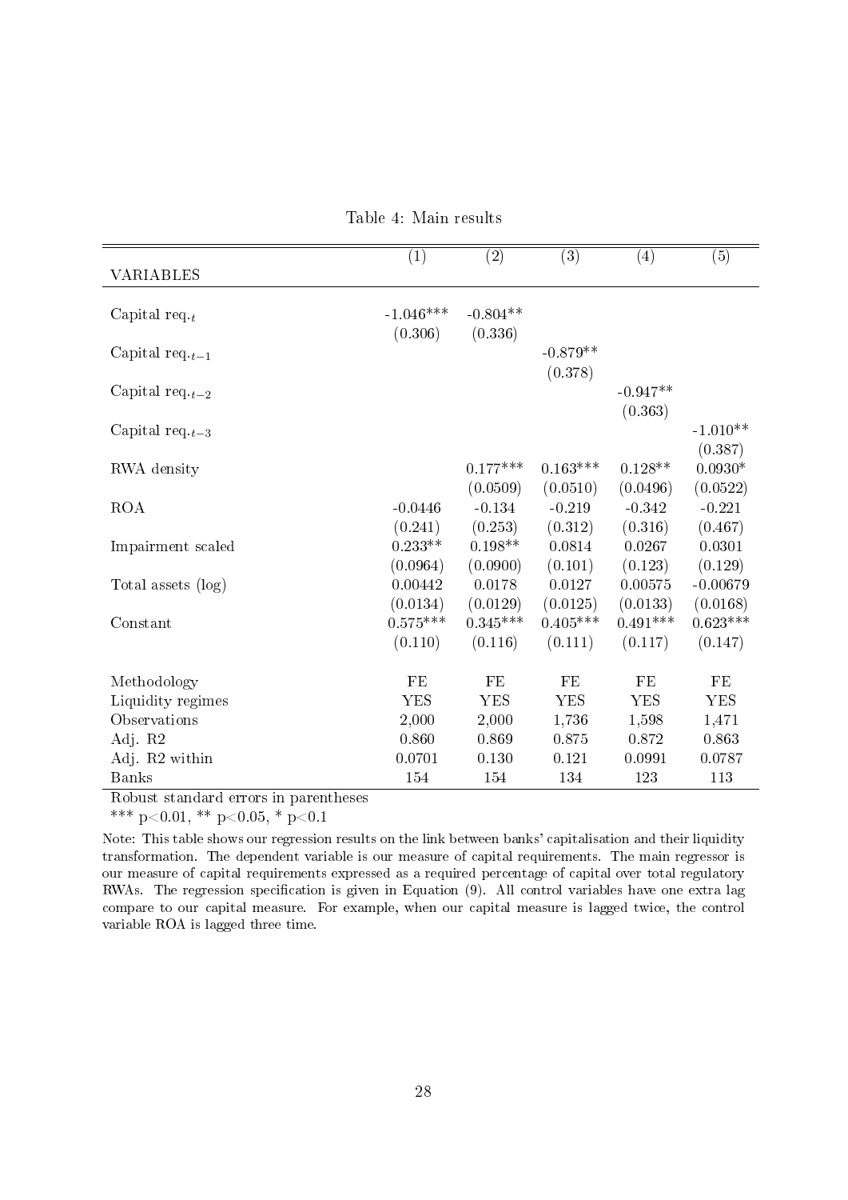Table 4: Main results

| VARIABLES | (1) | (2) | (3) | (4) | (5) |
|---|---|---|---|---|---|
| Capital req.$_t$ | -1.046*** | -0.804** | | | |
| | (0.306) | (0.336) | | | |
| Capital req.$_{t-1}$ | | | -0.879** | | |
| | | | (0.378) | | |
| Capital req.$_{t-2}$ | | | | -0.947** | |
| | | | | (0.363) | |
| Capital req.$_{t-3}$ | | | | | -1.010** |
| | | | | | (0.387) |
| RWA density | | 0.177*** | 0.163*** | 0.128** | 0.0930* |
| | | (0.0509) | (0.0510) | (0.0496) | (0.0522) |
| ROA | -0.0446 | -0.134 | -0.219 | -0.342 | -0.221 |
| | (0.241) | (0.253) | (0.312) | (0.316) | (0.467) |
| Impairment scaled | 0.233** | 0.198** | 0.0814 | 0.0267 | 0.0301 |
| | (0.0964) | (0.0900) | (0.101) | (0.123) | (0.129) |
| Total assets (log) | 0.00442 | 0.0178 | 0.0127 | 0.00575 | -0.00679 |
| | (0.0134) | (0.0129) | (0.0125) | (0.0133) | (0.0168) |
| Constant | 0.575*** | 0.345*** | 0.405*** | 0.491*** | 0.623*** |
| | (0.110) | (0.116) | (0.111) | (0.117) | (0.147) |
| Methodology | FE | FE | FE | FE | FE |
| Liquidity regimes | YES | YES | YES | YES | YES |
| Observations | 2,000 | 2,000 | 1,736 | 1,598 | 1,471 |
| Adj. R2 | 0.860 | 0.869 | 0.875 | 0.872 | 0.863 |
| Adj. R2 within | 0.0701 | 0.130 | 0.121 | 0.0991 | 0.0787 |
| Banks | 154 | 154 | 134 | 123 | 113 |

Robust standard errors in parentheses

*** p<0.01, ** p<0.05, * p<0.1

Note: This table shows our regression results on the link between banks' capitalisation and their liquidity transformation. The dependent variable is our measure of capital requirements. The main regressor is our measure of capital requirements expressed as a required percentage of capital over total regulatory RWAs. The regression specification is given in Equation (9). All control variables have one extra lag compare to our capital measure. For example, when our capital measure is lagged twice, the control variable ROA is lagged three time.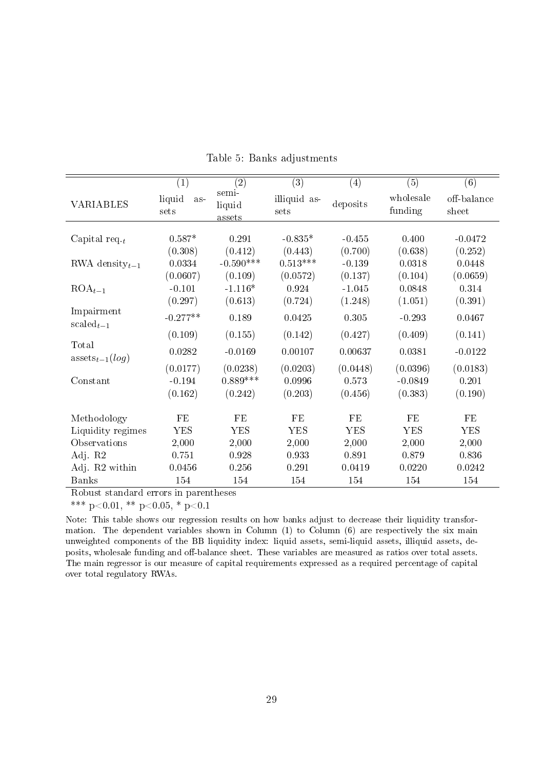Table 5: Banks adjustments

| VARIABLES | (1) liquid assets | (2) semi-liquid assets | (3) illiquid assets | (4) deposits | (5) wholesale funding | (6) off-balance sheet |
|---|---|---|---|---|---|---|
| Capital req.$_t$ | 0.587* | 0.291 | -0.835* | -0.455 | 0.400 | -0.0472 |
| | (0.308) | (0.412) | (0.443) | (0.700) | (0.638) | (0.252) |
| RWA density$_{t-1}$ | 0.0334 | -0.590*** | 0.513*** | -0.139 | 0.0318 | 0.0448 |
| | (0.0607) | (0.109) | (0.0572) | (0.137) | (0.104) | (0.0659) |
| ROA$_{t-1}$ | -0.101 | -1.116* | 0.924 | -1.045 | 0.0848 | 0.314 |
| | (0.297) | (0.613) | (0.724) | (1.248) | (1.051) | (0.391) |
| Impairment scaled$_{t-1}$ | -0.277** | 0.189 | 0.0425 | 0.305 | -0.293 | 0.0467 |
| | (0.109) | (0.155) | (0.142) | (0.427) | (0.409) | (0.141) |
| Total assets$_{t-1}(log)$ | 0.0282 | -0.0169 | 0.00107 | 0.00637 | 0.0381 | -0.0122 |
| | (0.0177) | (0.0238) | (0.0203) | (0.0448) | (0.0396) | (0.0183) |
| Constant | -0.194 | 0.889*** | 0.0996 | 0.573 | -0.0849 | 0.201 |
| | (0.162) | (0.242) | (0.203) | (0.456) | (0.383) | (0.190) |
| Methodology | FE | FE | FE | FE | FE | FE |
| Liquidity regimes | YES | YES | YES | YES | YES | YES |
| Observations | 2,000 | 2,000 | 2,000 | 2,000 | 2,000 | 2,000 |
| Adj. R2 | 0.751 | 0.928 | 0.933 | 0.891 | 0.879 | 0.836 |
| Adj. R2 within | 0.0456 | 0.256 | 0.291 | 0.0419 | 0.0220 | 0.0242 |
| Banks | 154 | 154 | 154 | 154 | 154 | 154 |

Robust standard errors in parentheses

*** p<0.01, ** p<0.05, * p<0.1

Note: This table shows our regression results on how banks adjust to decrease their liquidity transformation. The dependent variables shown in Column (1) to Column (6) are respectively the six main unweighted components of the BB liquidity index: liquid assets, semi-liquid assets, illiquid assets, deposits, wholesale funding and off-balance sheet. These variables are measured as ratios over total assets. The main regressor is our measure of capital requirements expressed as a required percentage of capital over total regulatory RWAs.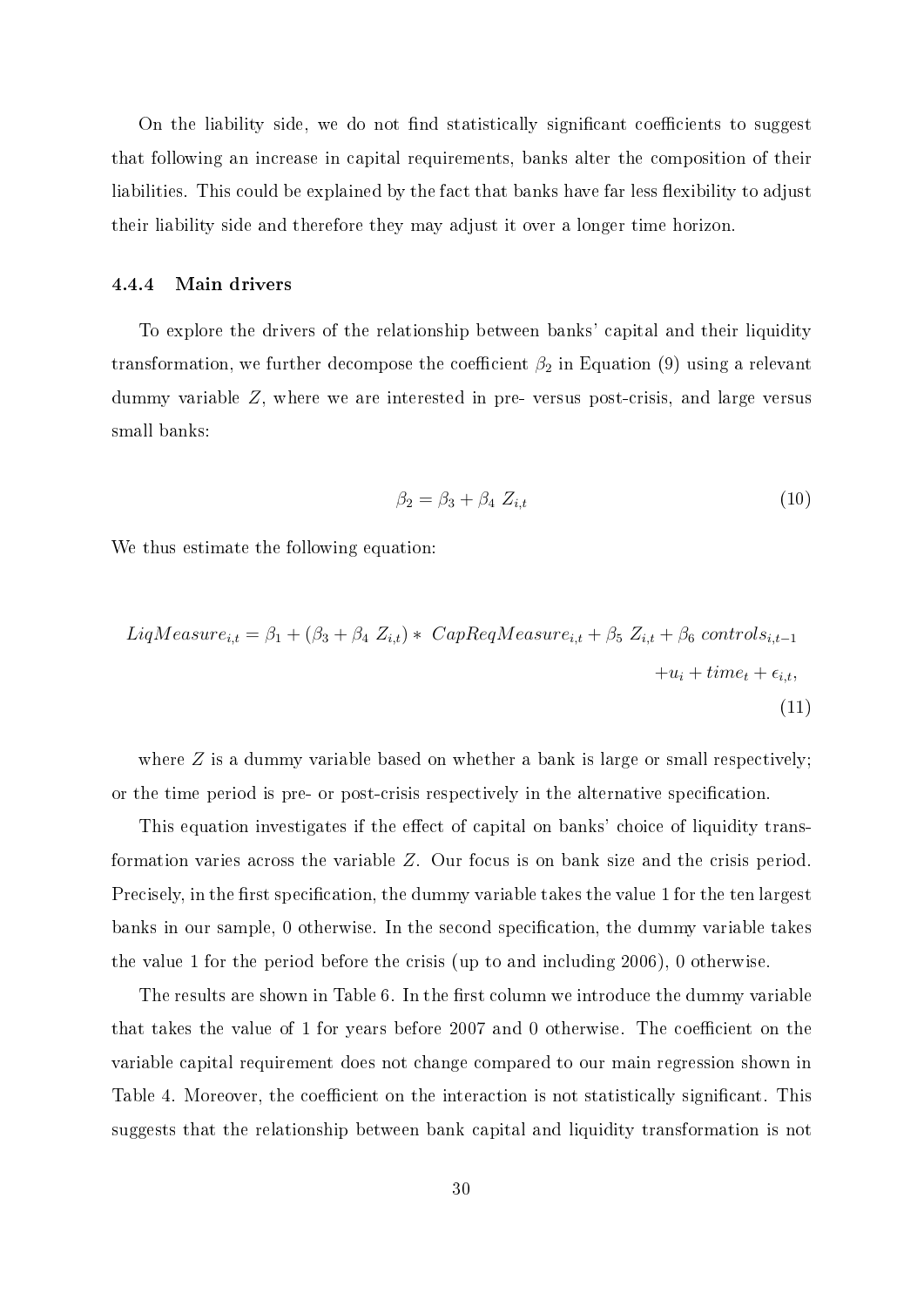On the liability side, we do not find statistically significant coefficients to suggest that following an increase in capital requirements, banks alter the composition of their liabilities. This could be explained by the fact that banks have far less flexibility to adjust their liability side and therefore they may adjust it over a longer time horizon.

#### 4.4.4 Main drivers

To explore the drivers of the relationship between banks' capital and their liquidity transformation, we further decompose the coefficient $\beta_2$ in Equation (9) using a relevant dummy variable $Z$, where we are interested in pre- versus post-crisis, and large versus small banks:

$$\beta_2 = \beta_3 + \beta_4 \ Z_{i,t} \tag{10}$$

We thus estimate the following equation:

$$LiqMeasure_{i,t} = \beta_1 + (\beta_3 + \beta_4 \ Z_{i,t}) * \ CapReqMeasure_{i,t} + \beta_5 \ Z_{i,t} + \beta_6 \ controls_{i,t-1} + u_i + time_t + \epsilon_{i,t}, \tag{11}$$

where $Z$ is a dummy variable based on whether a bank is large or small respectively; or the time period is pre- or post-crisis respectively in the alternative specification.

This equation investigates if the effect of capital on banks' choice of liquidity transformation varies across the variable $Z$. Our focus is on bank size and the crisis period. Precisely, in the first specification, the dummy variable takes the value 1 for the ten largest banks in our sample, 0 otherwise. In the second specification, the dummy variable takes the value 1 for the period before the crisis (up to and including 2006), 0 otherwise.

The results are shown in Table 6. In the first column we introduce the dummy variable that takes the value of 1 for years before 2007 and 0 otherwise. The coefficient on the variable capital requirement does not change compared to our main regression shown in Table 4. Moreover, the coefficient on the interaction is not statistically significant. This suggests that the relationship between bank capital and liquidity transformation is not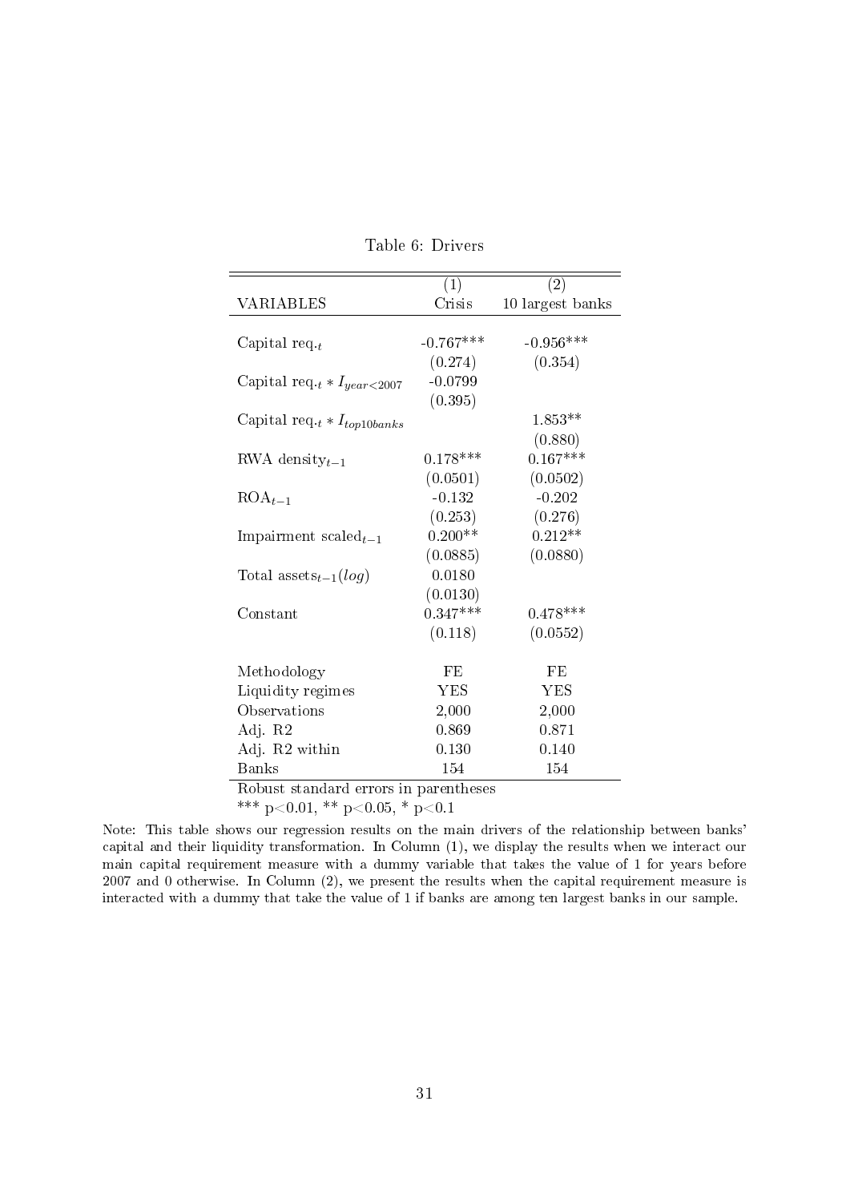Table 6: Drivers

| | (1) | (2) |
|---|---|---|
| VARIABLES | Crisis | 10 largest banks |
| Capital req.$_t$ | -0.767*** | -0.956*** |
| | (0.274) | (0.354) |
| Capital req.$_t * I_{year<2007}$ | -0.0799 | |
| | (0.395) | |
| Capital req.$_t * I_{top10banks}$ | | 1.853** |
| | | (0.880) |
| RWA density$_{t-1}$ | 0.178*** | 0.167*** |
| | (0.0501) | (0.0502) |
| ROA$_{t-1}$ | -0.132 | -0.202 |
| | (0.253) | (0.276) |
| Impairment scaled$_{t-1}$ | 0.200** | 0.212** |
| | (0.0885) | (0.0880) |
| Total assets$_{t-1}(log)$ | 0.0180 | |
| | (0.0130) | |
| Constant | 0.347*** | 0.478*** |
| | (0.118) | (0.0552) |
| Methodology | FE | FE |
| Liquidity regimes | YES | YES |
| Observations | 2,000 | 2,000 |
| Adj. R2 | 0.869 | 0.871 |
| Adj. R2 within | 0.130 | 0.140 |
| Banks | 154 | 154 |

Robust standard errors in parentheses

*** p<0.01, ** p<0.05, * p<0.1

Note: This table shows our regression results on the main drivers of the relationship between banks' capital and their liquidity transformation. In Column (1), we display the results when we interact our main capital requirement measure with a dummy variable that takes the value of 1 for years before 2007 and 0 otherwise. In Column (2), we present the results when the capital requirement measure is interacted with a dummy that take the value of 1 if banks are among ten largest banks in our sample.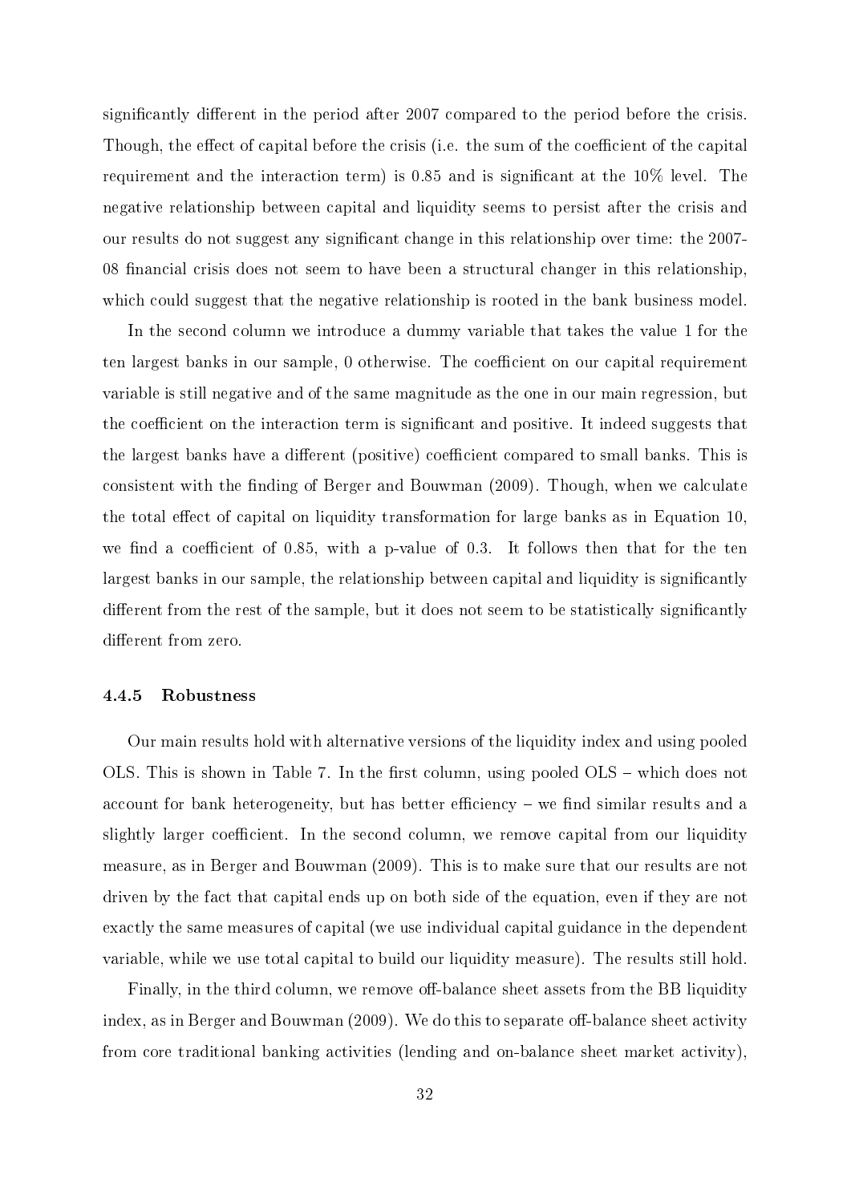significantly different in the period after 2007 compared to the period before the crisis. Though, the effect of capital before the crisis (i.e. the sum of the coefficient of the capital requirement and the interaction term) is 0.85 and is significant at the 10% level. The negative relationship between capital and liquidity seems to persist after the crisis and our results do not suggest any significant change in this relationship over time: the 2007-08 financial crisis does not seem to have been a structural changer in this relationship, which could suggest that the negative relationship is rooted in the bank business model.

In the second column we introduce a dummy variable that takes the value 1 for the ten largest banks in our sample, 0 otherwise. The coefficient on our capital requirement variable is still negative and of the same magnitude as the one in our main regression, but the coefficient on the interaction term is significant and positive. It indeed suggests that the largest banks have a different (positive) coefficient compared to small banks. This is consistent with the finding of Berger and Bouwman (2009). Though, when we calculate the total effect of capital on liquidity transformation for large banks as in Equation 10, we find a coefficient of 0.85, with a p-value of 0.3. It follows then that for the ten largest banks in our sample, the relationship between capital and liquidity is significantly different from the rest of the sample, but it does not seem to be statistically significantly different from zero.

### 4.4.5 Robustness

Our main results hold with alternative versions of the liquidity index and using pooled OLS. This is shown in Table 7. In the first column, using pooled OLS – which does not account for bank heterogeneity, but has better efficiency – we find similar results and a slightly larger coefficient. In the second column, we remove capital from our liquidity measure, as in Berger and Bouwman (2009). This is to make sure that our results are not driven by the fact that capital ends up on both side of the equation, even if they are not exactly the same measures of capital (we use individual capital guidance in the dependent variable, while we use total capital to build our liquidity measure). The results still hold.

Finally, in the third column, we remove off-balance sheet assets from the BB liquidity index, as in Berger and Bouwman (2009). We do this to separate off-balance sheet activity from core traditional banking activities (lending and on-balance sheet market activity),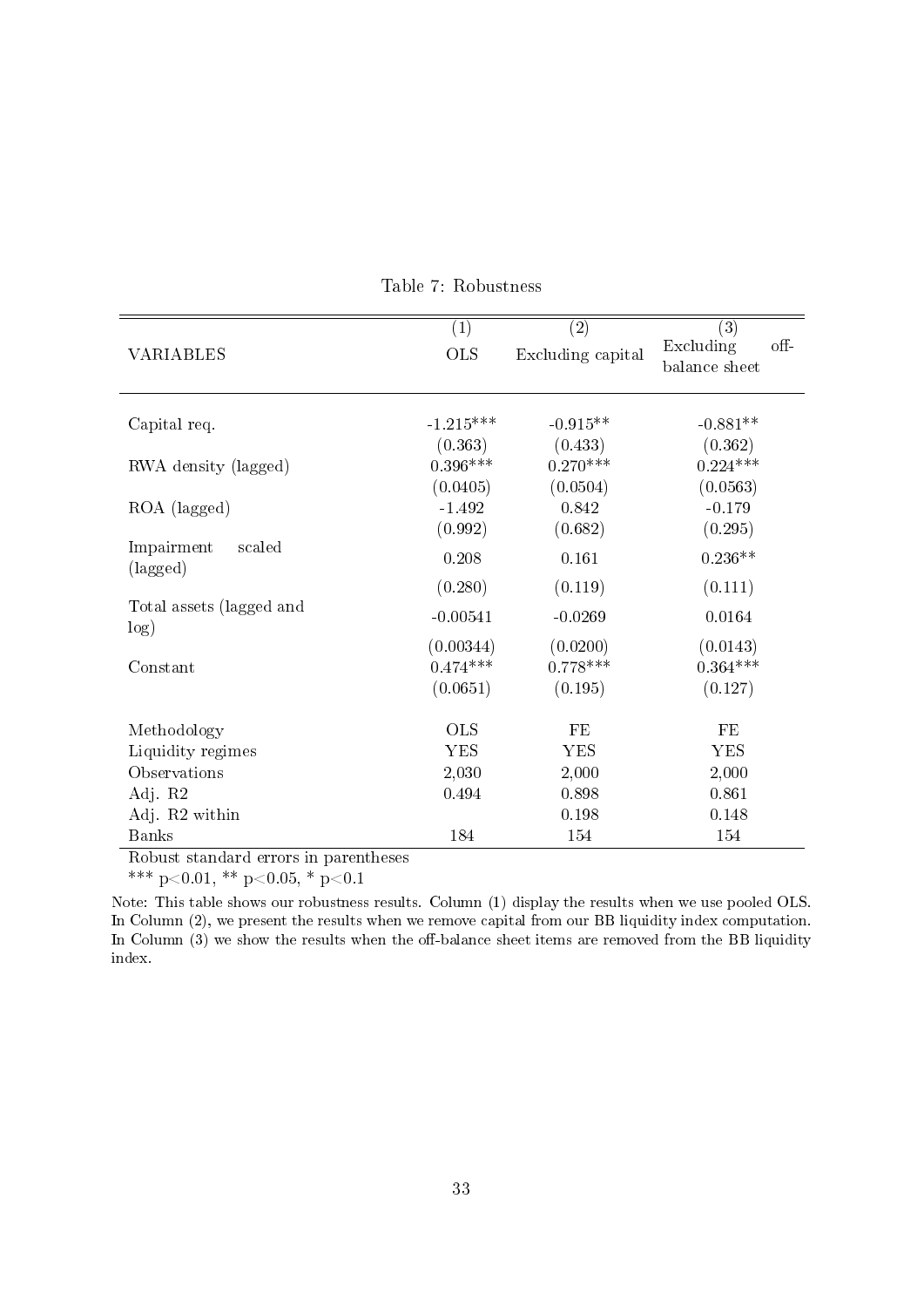Table 7: Robustness

| VARIABLES | (1)<br>OLS | (2)<br>Excluding capital | (3)<br>Excluding off-balance sheet |
|---|---|---|---|
| Capital req. | -1.215*** | -0.915** | -0.881** |
| | (0.363) | (0.433) | (0.362) |
| RWA density (lagged) | 0.396*** | 0.270*** | 0.224*** |
| | (0.0405) | (0.0504) | (0.0563) |
| ROA (lagged) | -1.492 | 0.842 | -0.179 |
| | (0.992) | (0.682) | (0.295) |
| Impairment scaled (lagged) | 0.208 | 0.161 | 0.236** |
| | (0.280) | (0.119) | (0.111) |
| Total assets (lagged and log) | -0.00541 | -0.0269 | 0.0164 |
| | (0.00344) | (0.0200) | (0.0143) |
| Constant | 0.474*** | 0.778*** | 0.364*** |
| | (0.0651) | (0.195) | (0.127) |
| Methodology | OLS | FE | FE |
| Liquidity regimes | YES | YES | YES |
| Observations | 2,030 | 2,000 | 2,000 |
| Adj. R2 | 0.494 | 0.898 | 0.861 |
| Adj. R2 within | | 0.198 | 0.148 |
| Banks | 184 | 154 | 154 |

Robust standard errors in parentheses

*** $p<0.01$, ** $p<0.05$, * $p<0.1$

Note: This table shows our robustness results. Column (1) display the results when we use pooled OLS. In Column (2), we present the results when we remove capital from our BB liquidity index computation. In Column (3) we show the results when the off-balance sheet items are removed from the BB liquidity index.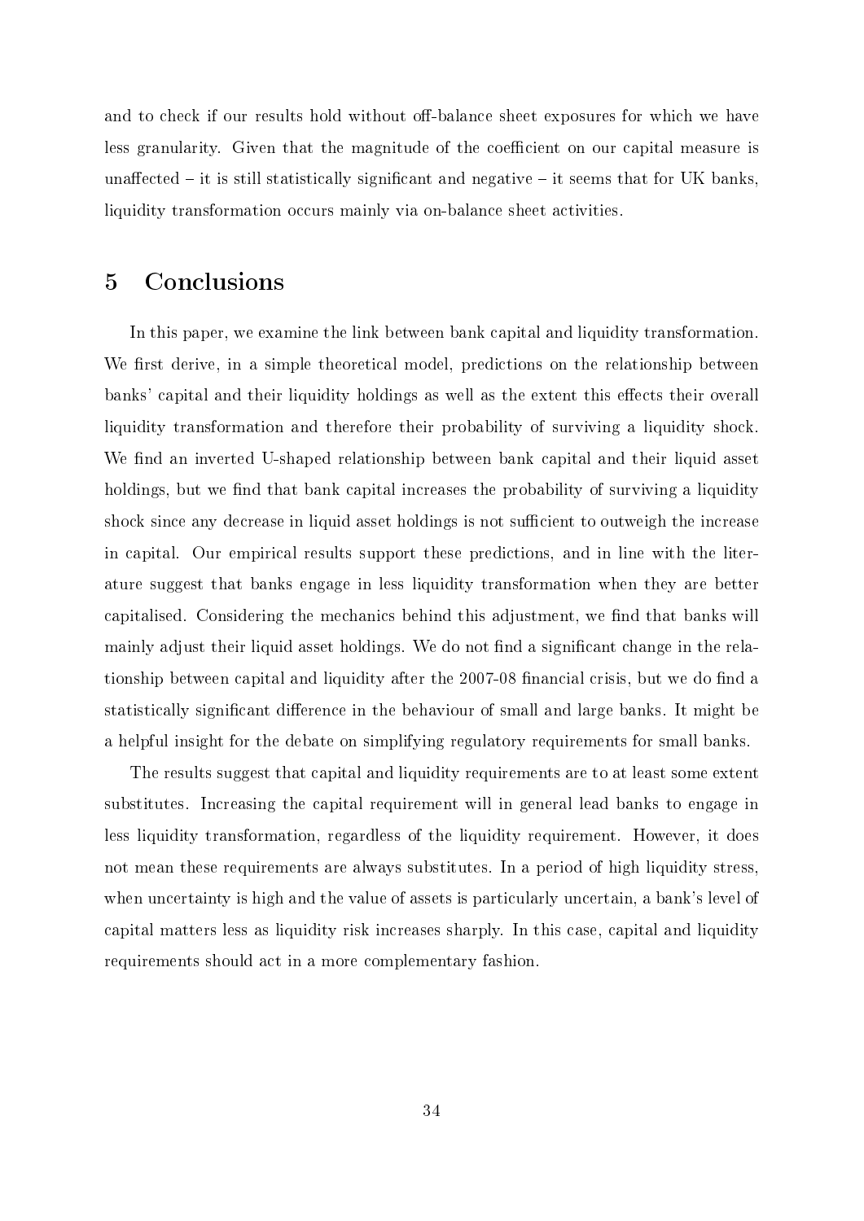and to check if our results hold without off-balance sheet exposures for which we have less granularity. Given that the magnitude of the coefficient on our capital measure is unaffected – it is still statistically significant and negative – it seems that for UK banks, liquidity transformation occurs mainly via on-balance sheet activities.

# 5 Conclusions

In this paper, we examine the link between bank capital and liquidity transformation. We first derive, in a simple theoretical model, predictions on the relationship between banks' capital and their liquidity holdings as well as the extent this effects their overall liquidity transformation and therefore their probability of surviving a liquidity shock. We find an inverted U-shaped relationship between bank capital and their liquid asset holdings, but we find that bank capital increases the probability of surviving a liquidity shock since any decrease in liquid asset holdings is not sufficient to outweigh the increase in capital. Our empirical results support these predictions, and in line with the literature suggest that banks engage in less liquidity transformation when they are better capitalised. Considering the mechanics behind this adjustment, we find that banks will mainly adjust their liquid asset holdings. We do not find a significant change in the relationship between capital and liquidity after the 2007-08 financial crisis, but we do find a statistically significant difference in the behaviour of small and large banks. It might be a helpful insight for the debate on simplifying regulatory requirements for small banks.

The results suggest that capital and liquidity requirements are to at least some extent substitutes. Increasing the capital requirement will in general lead banks to engage in less liquidity transformation, regardless of the liquidity requirement. However, it does not mean these requirements are always substitutes. In a period of high liquidity stress, when uncertainty is high and the value of assets is particularly uncertain, a bank's level of capital matters less as liquidity risk increases sharply. In this case, capital and liquidity requirements should act in a more complementary fashion.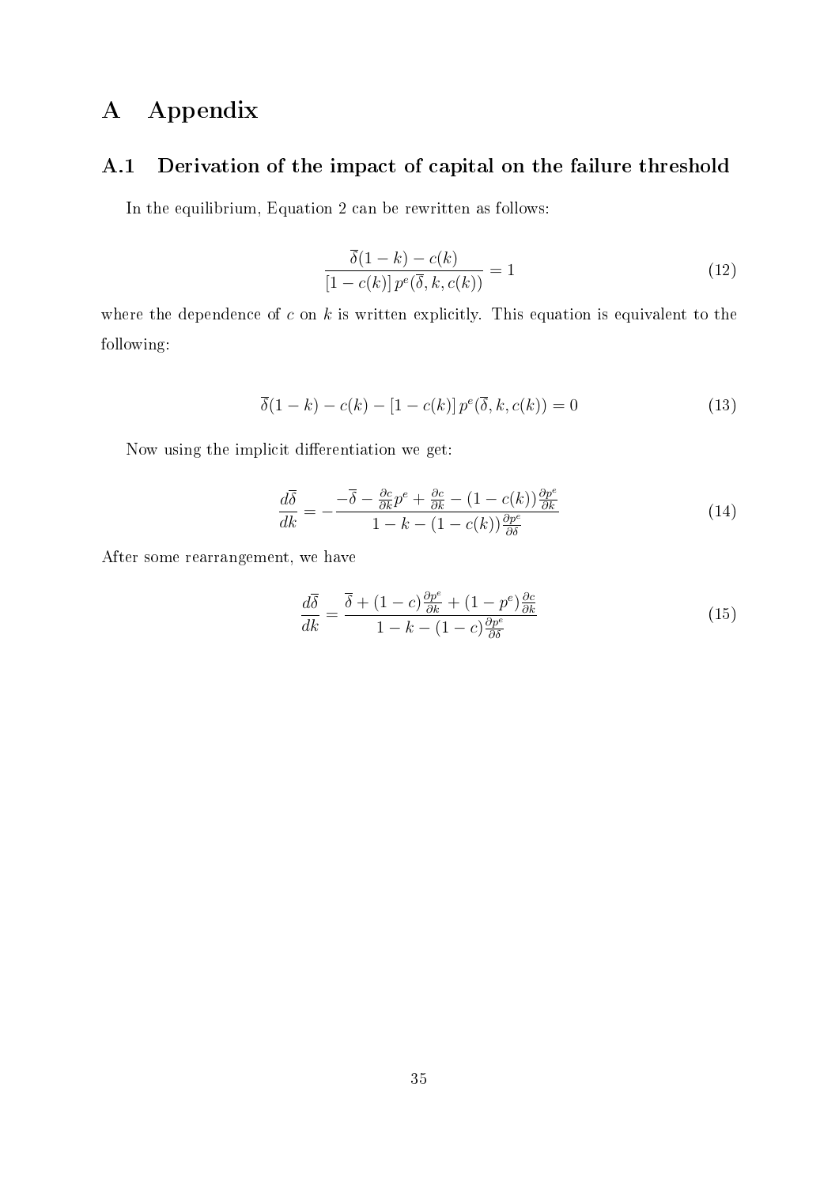# A Appendix

## A.1 Derivation of the impact of capital on the failure threshold

In the equilibrium, Equation 2 can be rewritten as follows:

$$\frac{\overline{\delta}(1-k) - c(k)}{[1-c(k)]\, p^e(\overline{\delta}, k, c(k))} = 1 \tag{12}$$

where the dependence of $c$ on $k$ is written explicitly. This equation is equivalent to the following:

$$\overline{\delta}(1-k) - c(k) - [1-c(k)]\, p^e(\overline{\delta}, k, c(k)) = 0 \tag{13}$$

Now using the implicit differentiation we get:

$$\frac{d\overline{\delta}}{dk} = -\frac{-\overline{\delta} - \frac{\partial c}{\partial k} p^e + \frac{\partial c}{\partial k} - (1-c(k))\frac{\partial p^e}{\partial k}}{1-k-(1-c(k))\frac{\partial p^e}{\partial \delta}} \tag{14}$$

After some rearrangement, we have

$$\frac{d\overline{\delta}}{dk} = \frac{\overline{\delta} + (1-c)\frac{\partial p^e}{\partial k} + (1-p^e)\frac{\partial c}{\partial k}}{1-k-(1-c)\frac{\partial p^e}{\partial \delta}} \tag{15}$$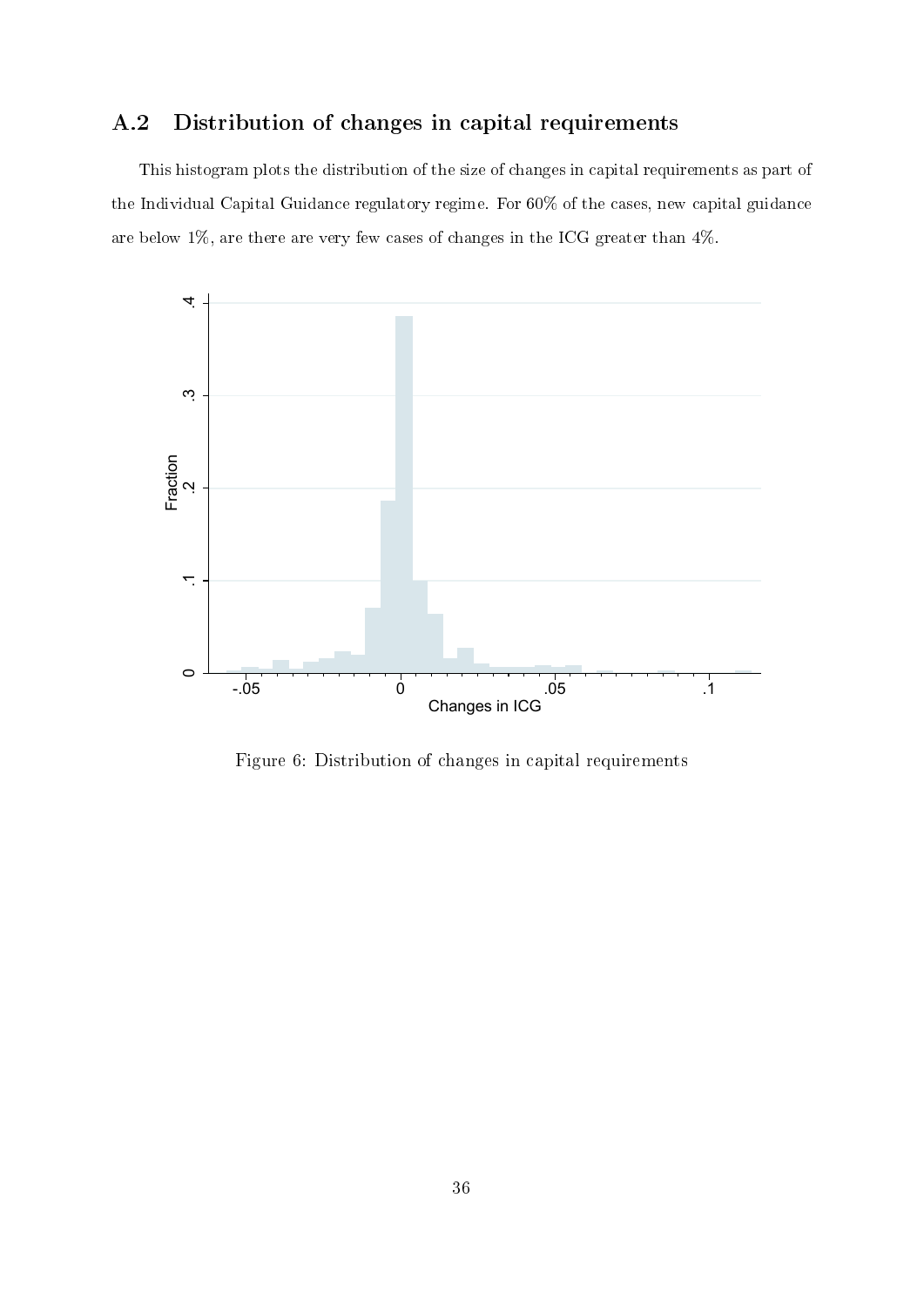## A.2 Distribution of changes in capital requirements

This histogram plots the distribution of the size of changes in capital requirements as part of the Individual Capital Guidance regulatory regime. For 60% of the cases, new capital guidance are below 1%, are there are very few cases of changes in the ICG greater than 4%.

Figure 6: Distribution of changes in capital requirements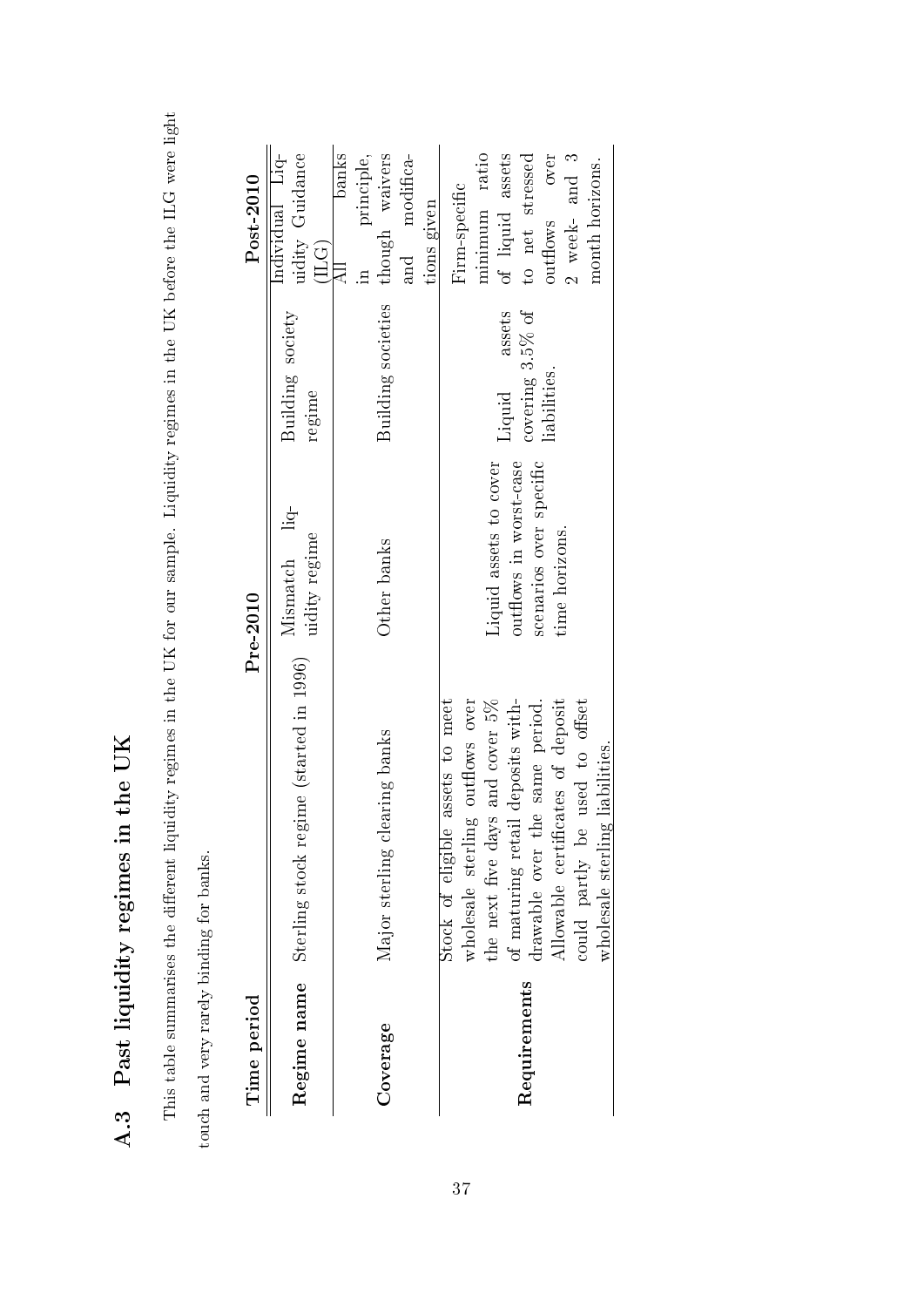## A.3 Past liquidity regimes in the UK

This table summarises the different liquidity regimes in the UK for our sample. Liquidity regimes in the UK before the ILG were light touch and very rarely binding for banks.

| **Time period** | **Pre-2010** | | | **Post-2010** |
|---|---|---|---|---|
| **Regime name** | Sterling stock regime (started in 1996) | Mismatch liquidity regime | Building society regime | Individual Liquidity Guidance (ILG) |
| **Coverage** | Major sterling clearing banks | Other banks | Building societies | All banks in principle, though waivers and modifications given |
| **Requirements** | Stock of eligible assets to meet wholesale sterling outflows over the next five days and cover 5% of maturing retail deposits withdrawable over the same period. Allowable certificates of deposit could partly be used to offset wholesale sterling liabilities. | Liquid assets to cover outflows in worst-case scenarios over specific time horizons. | Liquid assets covering 3.5% of liabilities. | Firm-specific minimum ratio of liquid assets to net stressed outflows over 2 week- and 3 month horizons. |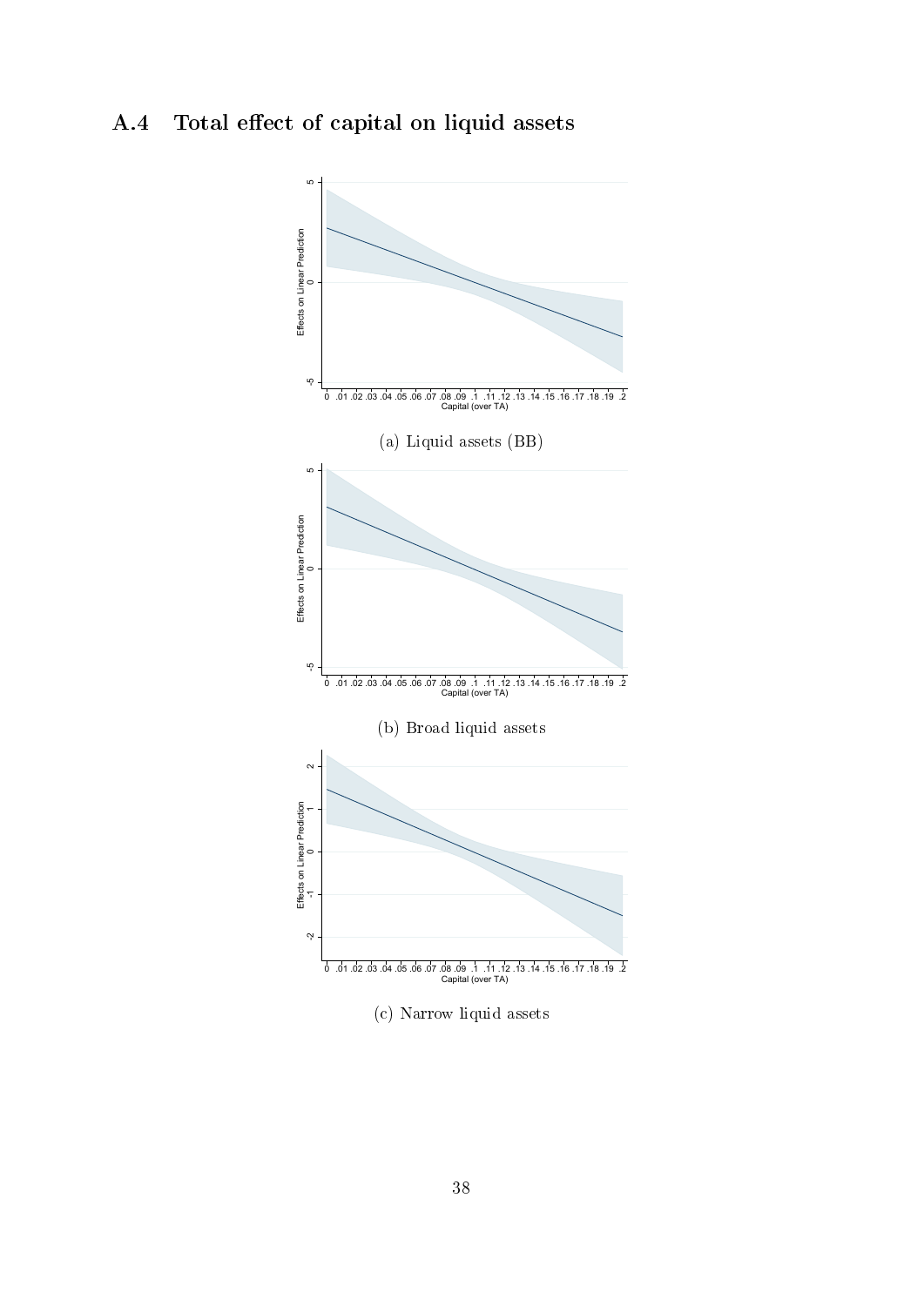## A.4 Total effect of capital on liquid assets

(a) Liquid assets (BB)

(b) Broad liquid assets

(c) Narrow liquid assets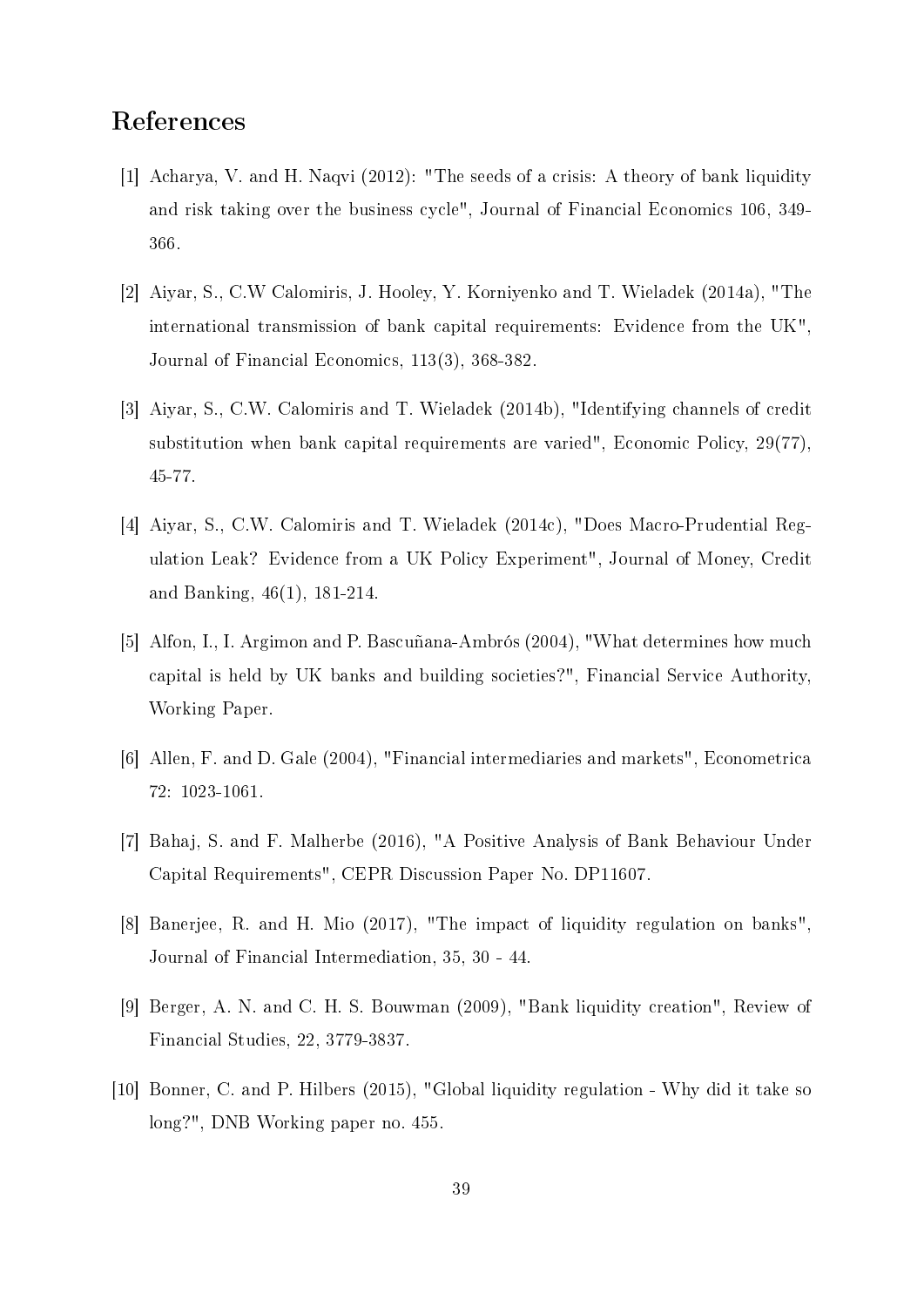# References

[1] Acharya, V. and H. Naqvi (2012): "The seeds of a crisis: A theory of bank liquidity and risk taking over the business cycle", Journal of Financial Economics 106, 349-366.

[2] Aiyar, S., C.W Calomiris, J. Hooley, Y. Korniyenko and T. Wieladek (2014a), "The international transmission of bank capital requirements: Evidence from the UK", Journal of Financial Economics, 113(3), 368-382.

[3] Aiyar, S., C.W. Calomiris and T. Wieladek (2014b), "Identifying channels of credit substitution when bank capital requirements are varied", Economic Policy, 29(77), 45-77.

[4] Aiyar, S., C.W. Calomiris and T. Wieladek (2014c), "Does Macro-Prudential Regulation Leak? Evidence from a UK Policy Experiment", Journal of Money, Credit and Banking, 46(1), 181-214.

[5] Alfon, I., I. Argimon and P. Bascuñana-Ambrós (2004), "What determines how much capital is held by UK banks and building societies?", Financial Service Authority, Working Paper.

[6] Allen, F. and D. Gale (2004), "Financial intermediaries and markets", Econometrica 72: 1023-1061.

[7] Bahaj, S. and F. Malherbe (2016), "A Positive Analysis of Bank Behaviour Under Capital Requirements", CEPR Discussion Paper No. DP11607.

[8] Banerjee, R. and H. Mio (2017), "The impact of liquidity regulation on banks", Journal of Financial Intermediation, 35, 30 - 44.

[9] Berger, A. N. and C. H. S. Bouwman (2009), "Bank liquidity creation", Review of Financial Studies, 22, 3779-3837.

[10] Bonner, C. and P. Hilbers (2015), "Global liquidity regulation - Why did it take so long?", DNB Working paper no. 455.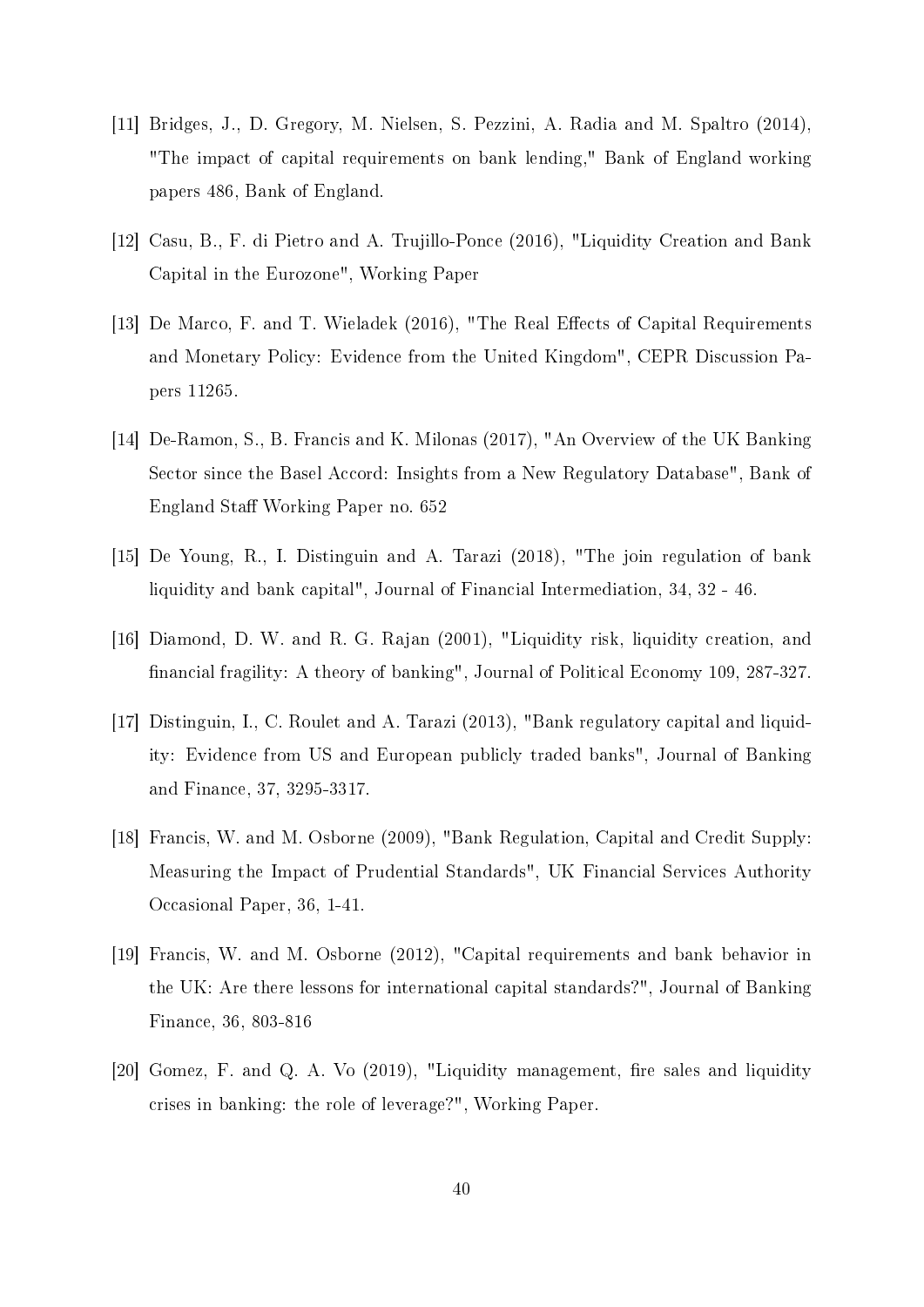[11] Bridges, J., D. Gregory, M. Nielsen, S. Pezzini, A. Radia and M. Spaltro (2014), "The impact of capital requirements on bank lending," Bank of England working papers 486, Bank of England.

[12] Casu, B., F. di Pietro and A. Trujillo-Ponce (2016), "Liquidity Creation and Bank Capital in the Eurozone", Working Paper

[13] De Marco, F. and T. Wieladek (2016), "The Real Effects of Capital Requirements and Monetary Policy: Evidence from the United Kingdom", CEPR Discussion Papers 11265.

[14] De-Ramon, S., B. Francis and K. Milonas (2017), "An Overview of the UK Banking Sector since the Basel Accord: Insights from a New Regulatory Database", Bank of England Staff Working Paper no. 652

[15] De Young, R., I. Distinguin and A. Tarazi (2018), "The join regulation of bank liquidity and bank capital", Journal of Financial Intermediation, 34, 32 - 46.

[16] Diamond, D. W. and R. G. Rajan (2001), "Liquidity risk, liquidity creation, and financial fragility: A theory of banking", Journal of Political Economy 109, 287-327.

[17] Distinguin, I., C. Roulet and A. Tarazi (2013), "Bank regulatory capital and liquidity: Evidence from US and European publicly traded banks", Journal of Banking and Finance, 37, 3295-3317.

[18] Francis, W. and M. Osborne (2009), "Bank Regulation, Capital and Credit Supply: Measuring the Impact of Prudential Standards", UK Financial Services Authority Occasional Paper, 36, 1-41.

[19] Francis, W. and M. Osborne (2012), "Capital requirements and bank behavior in the UK: Are there lessons for international capital standards?", Journal of Banking Finance, 36, 803-816

[20] Gomez, F. and Q. A. Vo (2019), "Liquidity management, fire sales and liquidity crises in banking: the role of leverage?", Working Paper.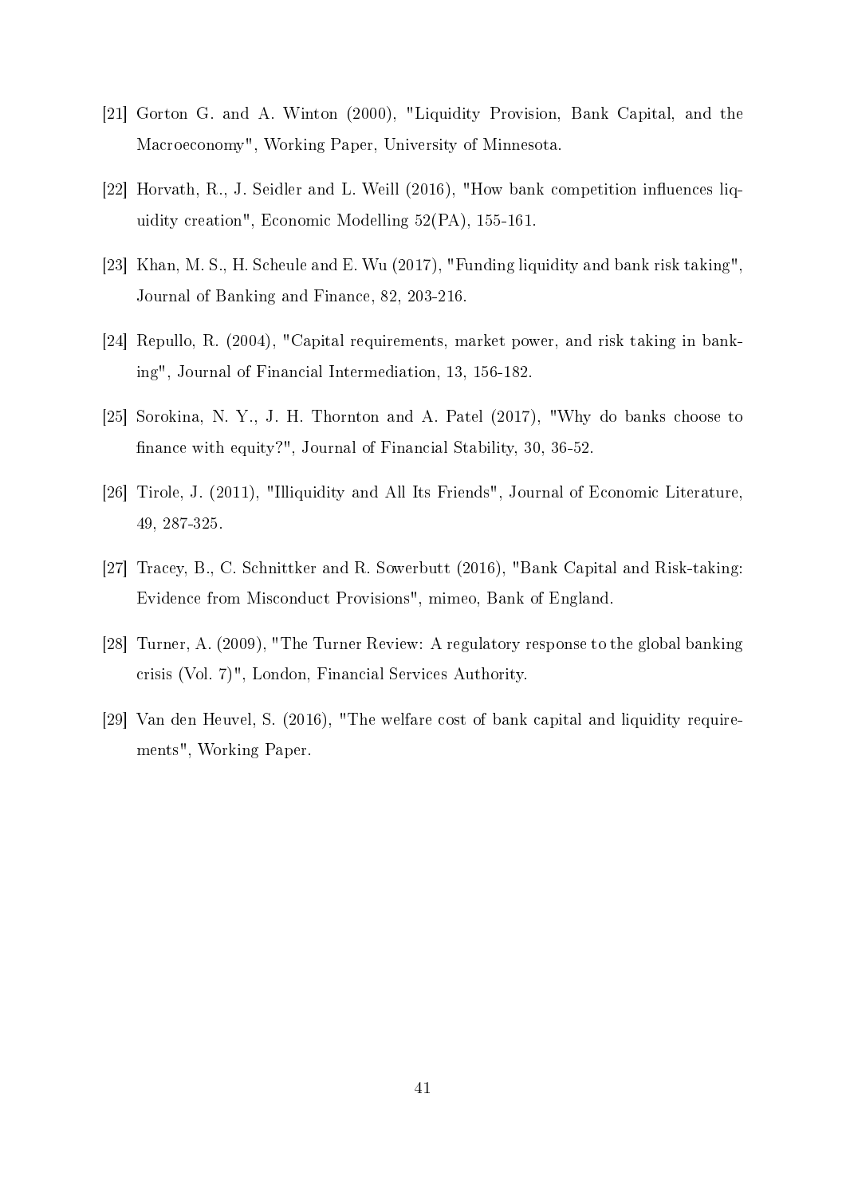[21] Gorton G. and A. Winton (2000), "Liquidity Provision, Bank Capital, and the Macroeconomy", Working Paper, University of Minnesota.

[22] Horvath, R., J. Seidler and L. Weill (2016), "How bank competition influences liquidity creation", Economic Modelling 52(PA), 155-161.

[23] Khan, M. S., H. Scheule and E. Wu (2017), "Funding liquidity and bank risk taking", Journal of Banking and Finance, 82, 203-216.

[24] Repullo, R. (2004), "Capital requirements, market power, and risk taking in banking", Journal of Financial Intermediation, 13, 156-182.

[25] Sorokina, N. Y., J. H. Thornton and A. Patel (2017), "Why do banks choose to finance with equity?", Journal of Financial Stability, 30, 36-52.

[26] Tirole, J. (2011), "Illiquidity and All Its Friends", Journal of Economic Literature, 49, 287-325.

[27] Tracey, B., C. Schnittker and R. Sowerbutt (2016), "Bank Capital and Risk-taking: Evidence from Misconduct Provisions", mimeo, Bank of England.

[28] Turner, A. (2009), "The Turner Review: A regulatory response to the global banking crisis (Vol. 7)", London, Financial Services Authority.

[29] Van den Heuvel, S. (2016), "The welfare cost of bank capital and liquidity requirements", Working Paper.